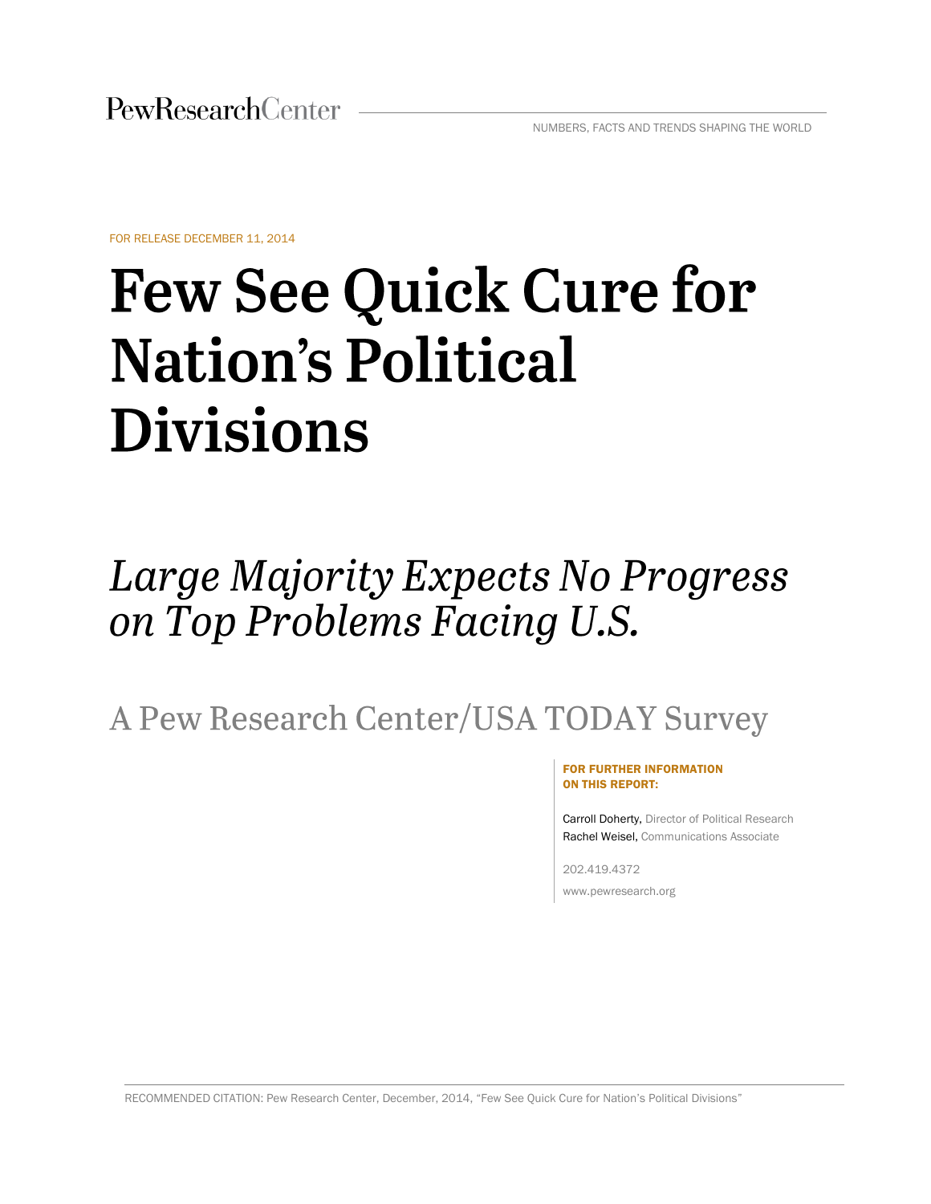PewResearchCenter

NUMBERS, FACTS AND TRENDS SHAPING THE WORLD

FOR RELEASE DECEMBER 11, 2014

# Few See Quick Cure for Nation's Political Divisions

## *Large Majority Expects No Progress on Top Problems Facing U.S.*

### A Pew Research Center/USA TODAY Survey

**FOR FURTHER INFORMATION ON THIS REPORT:**

Carroll Doherty, Director of Political Research
Rachel Weisel, Communications Associate

202.419.4372

www.pewresearch.org

RECOMMENDED CITATION: Pew Research Center, December, 2014, "Few See Quick Cure for Nation's Political Divisions"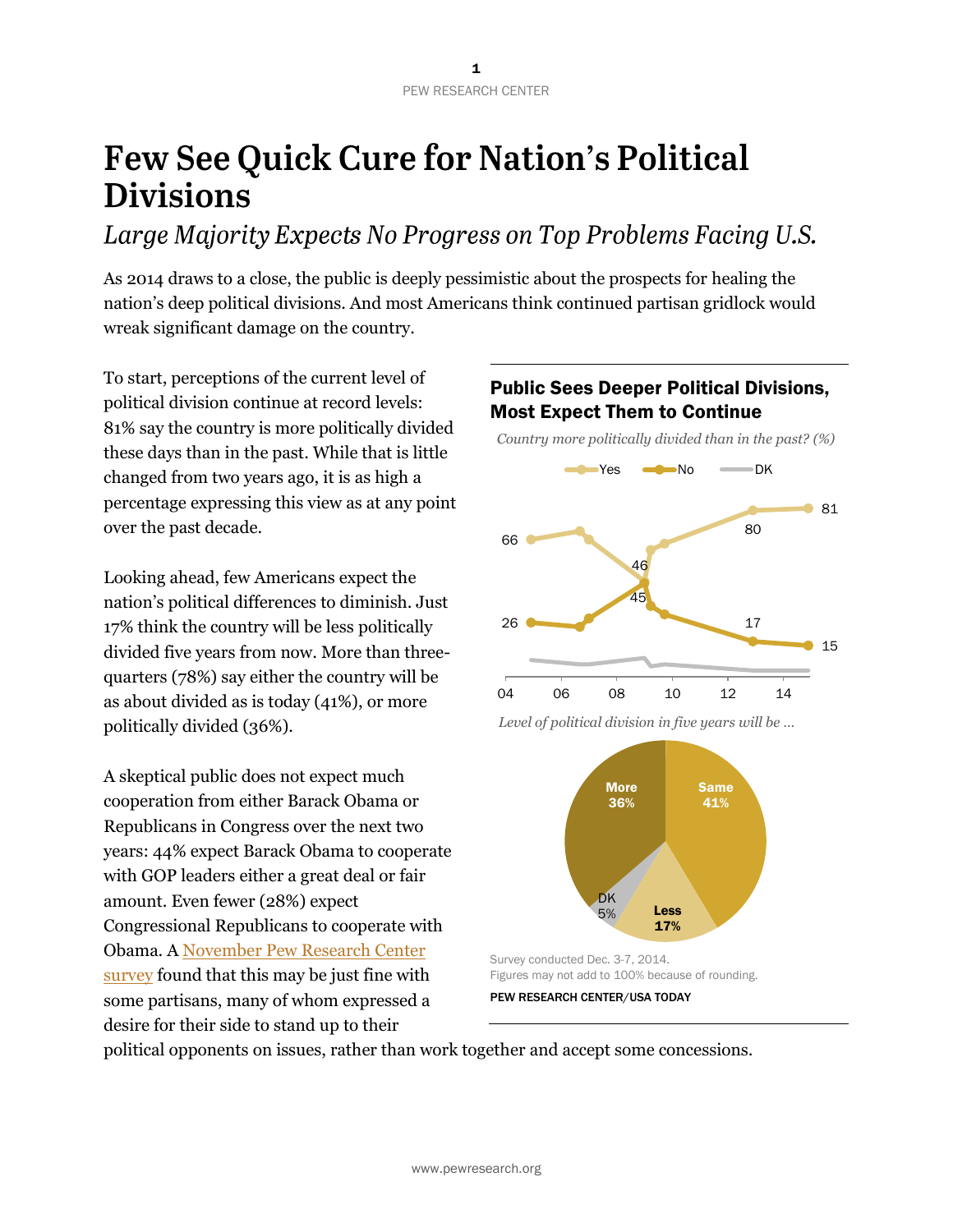# Few See Quick Cure for Nation's Political Divisions

## *Large Majority Expects No Progress on Top Problems Facing U.S.*

As 2014 draws to a close, the public is deeply pessimistic about the prospects for healing the nation's deep political divisions. And most Americans think continued partisan gridlock would wreak significant damage on the country.

To start, perceptions of the current level of political division continue at record levels: 81% say the country is more politically divided these days than in the past. While that is little changed from two years ago, it is as high a percentage expressing this view as at any point over the past decade.

Looking ahead, few Americans expect the nation's political differences to diminish. Just 17% think the country will be less politically divided five years from now. More than three-quarters (78%) say either the country will be as about divided as is today (41%), or more politically divided (36%).

A skeptical public does not expect much cooperation from either Barack Obama or Republicans in Congress over the next two years: 44% expect Barack Obama to cooperate with GOP leaders either a great deal or fair amount. Even fewer (28%) expect Congressional Republicans to cooperate with Obama. A November Pew Research Center survey found that this may be just fine with some partisans, many of whom expressed a desire for their side to stand up to their political opponents on issues, rather than work together and accept some concessions.

### Public Sees Deeper Political Divisions, Most Expect Them to Continue

*Country more politically divided than in the past? (%)*

Yes — No — DK

Yes: 66, 46, 80, 81
No: 26, 45, 17, 15

04 06 08 10 12 14

*Level of political division in five years will be …*

More 36%, Same 41%, Less 17%, DK 5%

Survey conducted Dec. 3-7, 2014.
Figures may not add to 100% because of rounding.

PEW RESEARCH CENTER/USA TODAY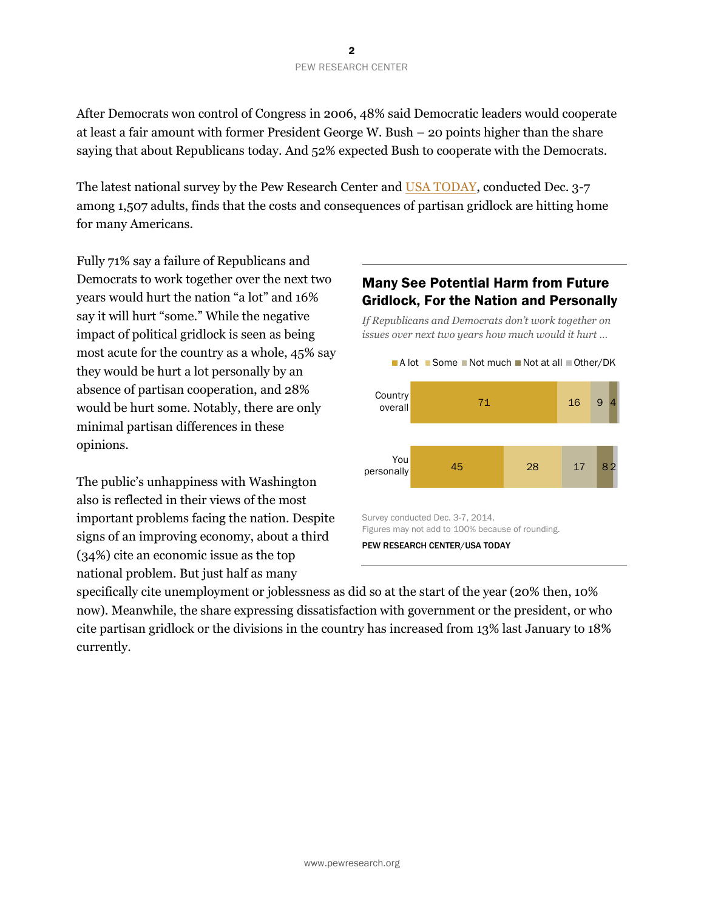After Democrats won control of Congress in 2006, 48% said Democratic leaders would cooperate at least a fair amount with former President George W. Bush – 20 points higher than the share saying that about Republicans today. And 52% expected Bush to cooperate with the Democrats.

The latest national survey by the Pew Research Center and USA TODAY, conducted Dec. 3-7 among 1,507 adults, finds that the costs and consequences of partisan gridlock are hitting home for many Americans.

Fully 71% say a failure of Republicans and Democrats to work together over the next two years would hurt the nation "a lot" and 16% say it will hurt "some." While the negative impact of political gridlock is seen as being most acute for the country as a whole, 45% say they would be hurt a lot personally by an absence of partisan cooperation, and 28% would be hurt some. Notably, there are only minimal partisan differences in these opinions.

### Many See Potential Harm from Future Gridlock, For the Nation and Personally

*If Republicans and Democrats don't work together on issues over next two years how much would it hurt …*

| | A lot | Some | Not much | Not at all | Other/DK |
|---|---|---|---|---|---|
| Country overall | 71 | 16 | 9 | 4 | |
| You personally | 45 | 28 | 17 | 8 | 2 |

Survey conducted Dec. 3-7, 2014.
Figures may not add to 100% because of rounding.

PEW RESEARCH CENTER/USA TODAY

The public's unhappiness with Washington also is reflected in their views of the most important problems facing the nation. Despite signs of an improving economy, about a third (34%) cite an economic issue as the top national problem. But just half as many specifically cite unemployment or joblessness as did so at the start of the year (20% then, 10% now). Meanwhile, the share expressing dissatisfaction with government or the president, or who cite partisan gridlock or the divisions in the country has increased from 13% last January to 18% currently.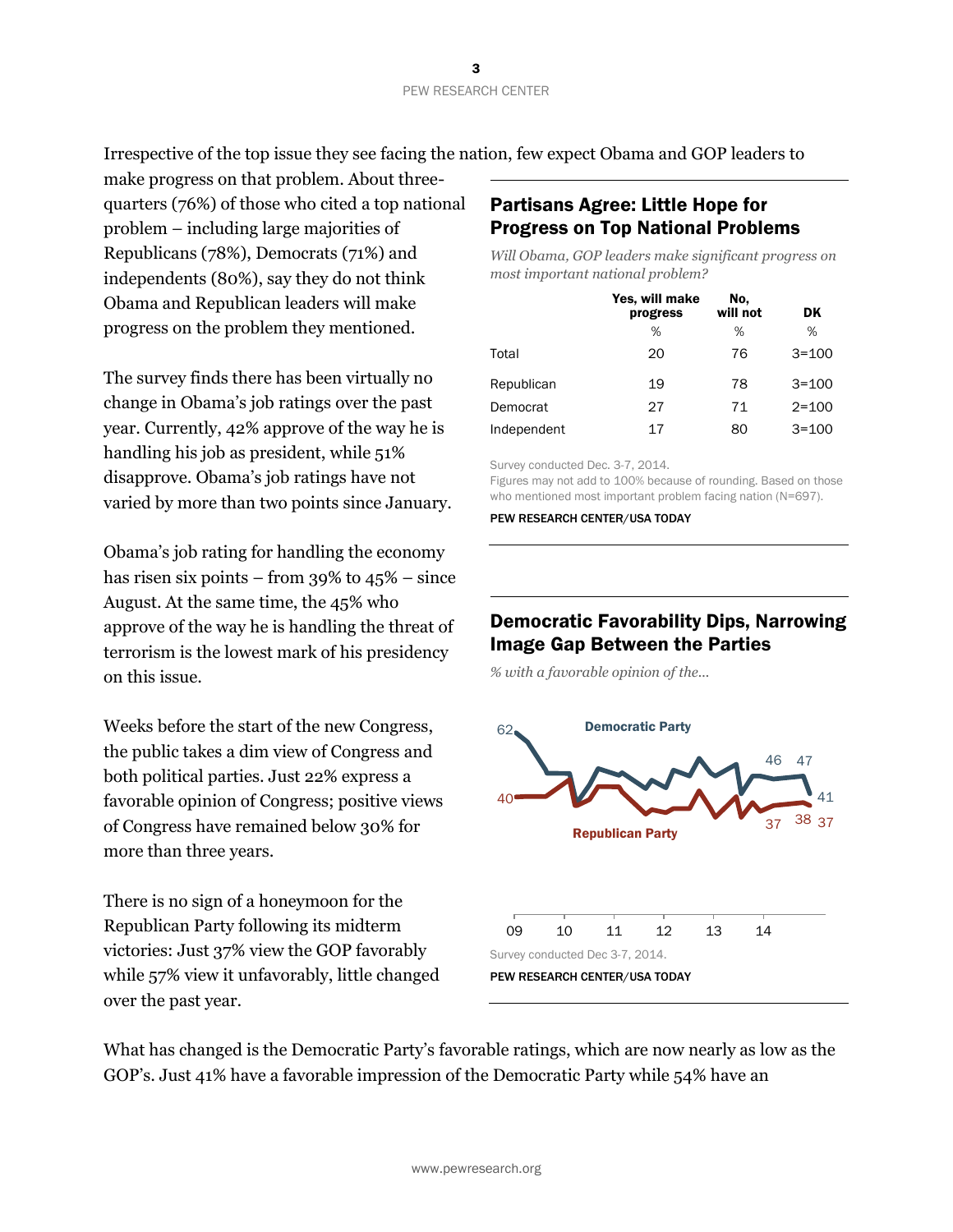Irrespective of the top issue they see facing the nation, few expect Obama and GOP leaders to make progress on that problem. About three-quarters (76%) of those who cited a top national problem – including large majorities of Republicans (78%), Democrats (71%) and independents (80%), say they do not think Obama and Republican leaders will make progress on the problem they mentioned.

## Partisans Agree: Little Hope for Progress on Top National Problems

*Will Obama, GOP leaders make significant progress on most important national problem?*

| | Yes, will make progress | No, will not | DK |
|---|---|---|---|
| | % | % | % |
| Total | 20 | 76 | 3=100 |
| Republican | 19 | 78 | 3=100 |
| Democrat | 27 | 71 | 2=100 |
| Independent | 17 | 80 | 3=100 |

Survey conducted Dec. 3-7, 2014.
Figures may not add to 100% because of rounding. Based on those who mentioned most important problem facing nation (N=697).

PEW RESEARCH CENTER/USA TODAY

The survey finds there has been virtually no change in Obama's job ratings over the past year. Currently, 42% approve of the way he is handling his job as president, while 51% disapprove. Obama's job ratings have not varied by more than two points since January.

Obama's job rating for handling the economy has risen six points – from 39% to 45% – since August. At the same time, the 45% who approve of the way he is handling the threat of terrorism is the lowest mark of his presidency on this issue.

Weeks before the start of the new Congress, the public takes a dim view of Congress and both political parties. Just 22% express a favorable opinion of Congress; positive views of Congress have remained below 30% for more than three years.

There is no sign of a honeymoon for the Republican Party following its midterm victories: Just 37% view the GOP favorably while 57% view it unfavorably, little changed over the past year.

## Democratic Favorability Dips, Narrowing Image Gap Between the Parties

*% with a favorable opinion of the...*

Survey conducted Dec 3-7, 2014.

PEW RESEARCH CENTER/USA TODAY

What has changed is the Democratic Party's favorable ratings, which are now nearly as low as the GOP's. Just 41% have a favorable impression of the Democratic Party while 54% have an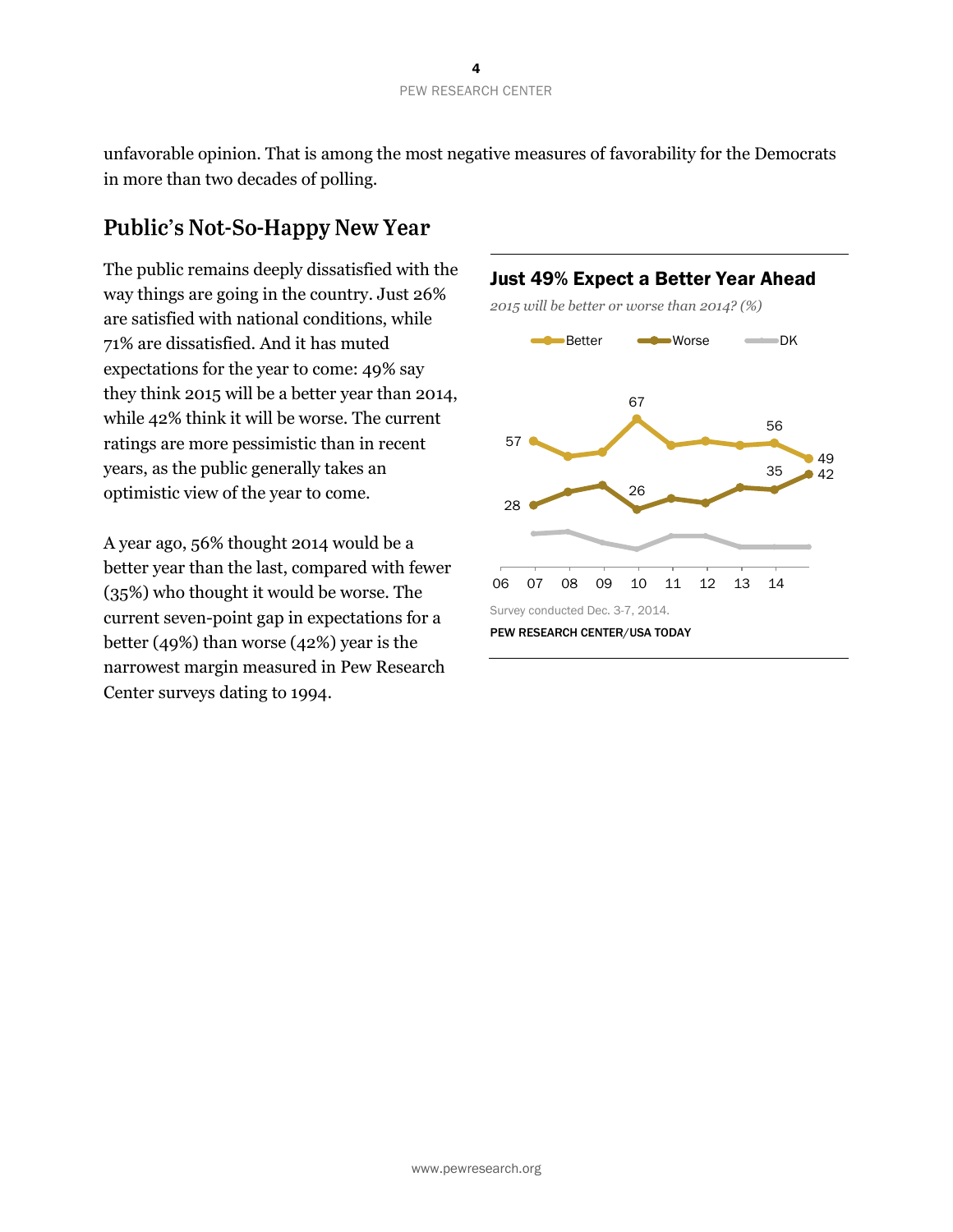unfavorable opinion. That is among the most negative measures of favorability for the Democrats in more than two decades of polling.

## Public's Not-So-Happy New Year

The public remains deeply dissatisfied with the way things are going in the country. Just 26% are satisfied with national conditions, while 71% are dissatisfied. And it has muted expectations for the year to come: 49% say they think 2015 will be a better year than 2014, while 42% think it will be worse. The current ratings are more pessimistic than in recent years, as the public generally takes an optimistic view of the year to come.

A year ago, 56% thought 2014 would be a better year than the last, compared with fewer (35%) who thought it would be worse. The current seven-point gap in expectations for a better (49%) than worse (42%) year is the narrowest margin measured in Pew Research Center surveys dating to 1994.

### Just 49% Expect a Better Year Ahead

*2015 will be better or worse than 2014? (%)*

Better / Worse / DK

Survey conducted Dec. 3-7, 2014.

PEW RESEARCH CENTER/USA TODAY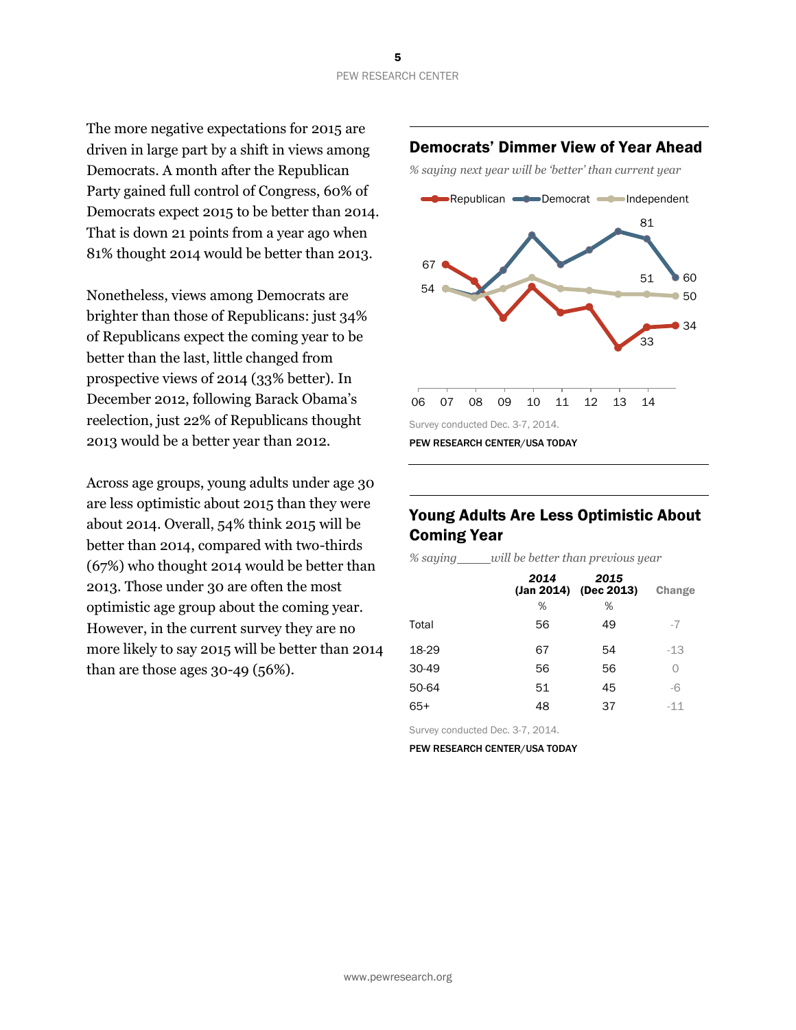The more negative expectations for 2015 are driven in large part by a shift in views among Democrats. A month after the Republican Party gained full control of Congress, 60% of Democrats expect 2015 to be better than 2014. That is down 21 points from a year ago when 81% thought 2014 would be better than 2013.

Nonetheless, views among Democrats are brighter than those of Republicans: just 34% of Republicans expect the coming year to be better than the last, little changed from prospective views of 2014 (33% better). In December 2012, following Barack Obama's reelection, just 22% of Republicans thought 2013 would be a better year than 2012.

Across age groups, young adults under age 30 are less optimistic about 2015 than they were about 2014. Overall, 54% think 2015 will be better than 2014, compared with two-thirds (67%) who thought 2014 would be better than 2013. Those under 30 are often the most optimistic age group about the coming year. However, in the current survey they are no more likely to say 2015 will be better than 2014 than are those ages 30-49 (56%).

## Democrats' Dimmer View of Year Ahead

*% saying next year will be 'better' than current year*

Republican — Democrat — Independent

Labeled values: Republican 67 (07), 33 (14), 34 (15); Democrat 54 (07), 81 (14), 60 (15); Independent 54 (07), 51 (14), 50 (15)

06 07 08 09 10 11 12 13 14

Survey conducted Dec. 3-7, 2014.

PEW RESEARCH CENTER/USA TODAY

## Young Adults Are Less Optimistic About Coming Year

*% saying\_\_\_\_\_will be better than previous year*

| | 2014 (Jan 2014) | 2015 (Dec 2013) | Change |
|---|---|---|---|
| | % | % | |
| Total | 56 | 49 | -7 |
| 18-29 | 67 | 54 | -13 |
| 30-49 | 56 | 56 | 0 |
| 50-64 | 51 | 45 | -6 |
| 65+ | 48 | 37 | -11 |

Survey conducted Dec. 3-7, 2014.

PEW RESEARCH CENTER/USA TODAY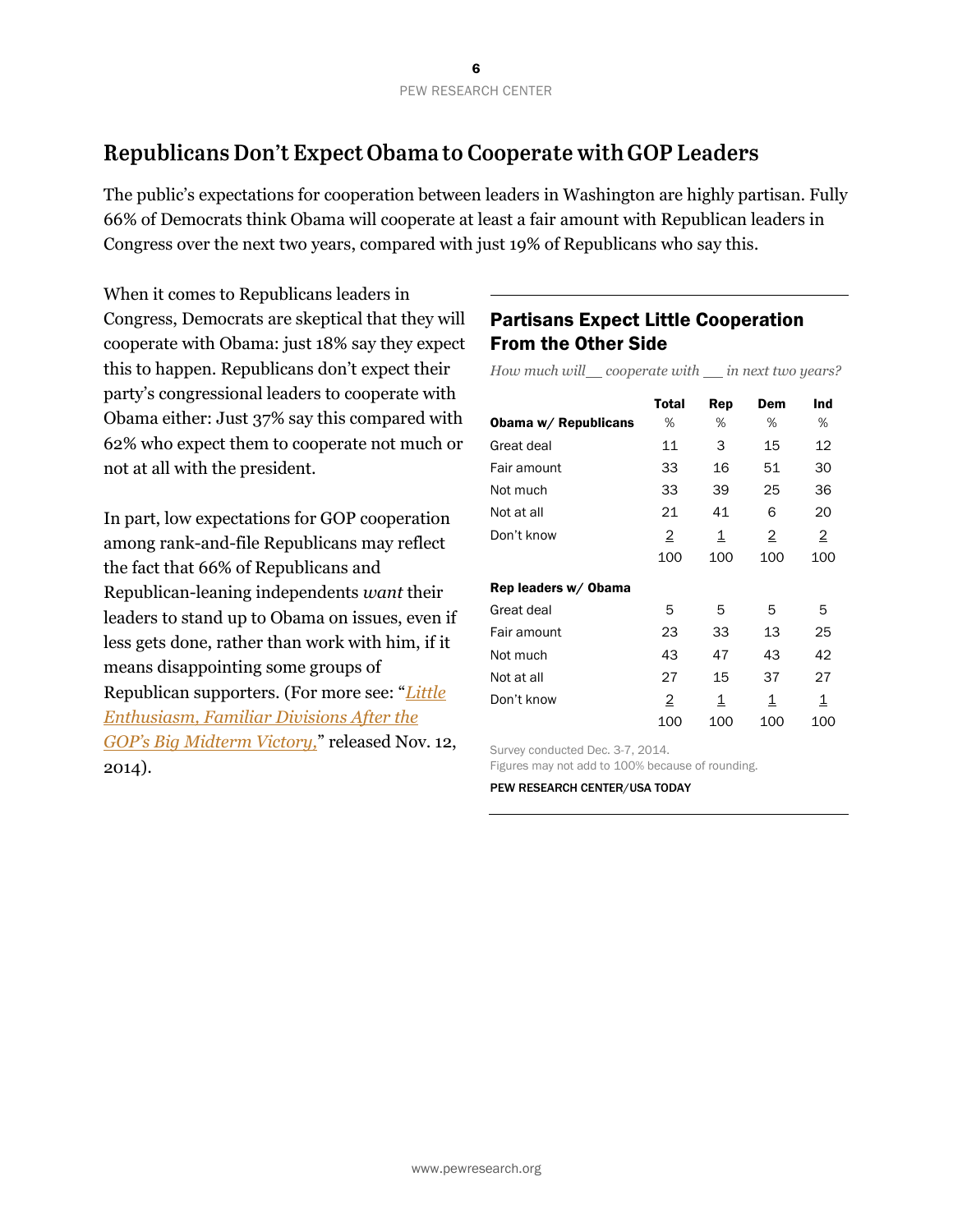## Republicans Don't Expect Obama to Cooperate with GOP Leaders

The public's expectations for cooperation between leaders in Washington are highly partisan. Fully 66% of Democrats think Obama will cooperate at least a fair amount with Republican leaders in Congress over the next two years, compared with just 19% of Republicans who say this.

When it comes to Republicans leaders in Congress, Democrats are skeptical that they will cooperate with Obama: just 18% say they expect this to happen. Republicans don't expect their party's congressional leaders to cooperate with Obama either: Just 37% say this compared with 62% who expect them to cooperate not much or not at all with the president.

In part, low expectations for GOP cooperation among rank-and-file Republicans may reflect the fact that 66% of Republicans and Republican-leaning independents *want* their leaders to stand up to Obama on issues, even if less gets done, rather than work with him, if it means disappointing some groups of Republican supporters. (For more see: "*Little Enthusiasm, Familiar Divisions After the GOP's Big Midterm Victory,*" released Nov. 12, 2014).

### Partisans Expect Little Cooperation From the Other Side

*How much will__ cooperate with __ in next two years?*

| | Total | Rep | Dem | Ind |
|---|---|---|---|---|
| **Obama w/ Republicans** | % | % | % | % |
| Great deal | 11 | 3 | 15 | 12 |
| Fair amount | 33 | 16 | 51 | 30 |
| Not much | 33 | 39 | 25 | 36 |
| Not at all | 21 | 41 | 6 | 20 |
| Don't know | 2 | 1 | 2 | 2 |
| | 100 | 100 | 100 | 100 |
| **Rep leaders w/ Obama** | | | | |
| Great deal | 5 | 5 | 5 | 5 |
| Fair amount | 23 | 33 | 13 | 25 |
| Not much | 43 | 47 | 43 | 42 |
| Not at all | 27 | 15 | 37 | 27 |
| Don't know | 2 | 1 | 1 | 1 |
| | 100 | 100 | 100 | 100 |

Survey conducted Dec. 3-7, 2014.
Figures may not add to 100% because of rounding.

PEW RESEARCH CENTER/USA TODAY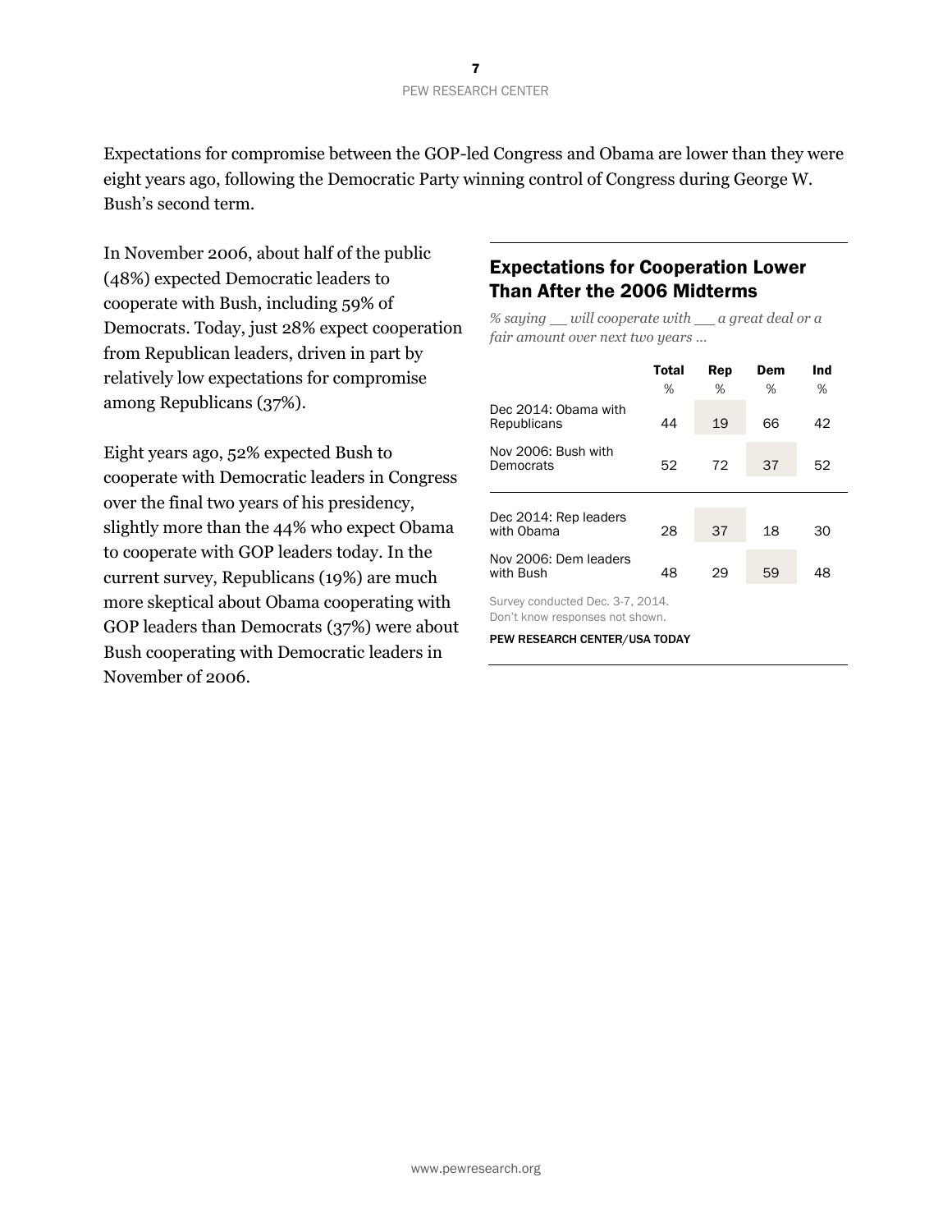Expectations for compromise between the GOP-led Congress and Obama are lower than they were eight years ago, following the Democratic Party winning control of Congress during George W. Bush's second term.

In November 2006, about half of the public (48%) expected Democratic leaders to cooperate with Bush, including 59% of Democrats. Today, just 28% expect cooperation from Republican leaders, driven in part by relatively low expectations for compromise among Republicans (37%).

Eight years ago, 52% expected Bush to cooperate with Democratic leaders in Congress over the final two years of his presidency, slightly more than the 44% who expect Obama to cooperate with GOP leaders today. In the current survey, Republicans (19%) are much more skeptical about Obama cooperating with GOP leaders than Democrats (37%) were about Bush cooperating with Democratic leaders in November of 2006.

## Expectations for Cooperation Lower Than After the 2006 Midterms

*% saying __ will cooperate with __ a great deal or a fair amount over next two years …*

| | Total | Rep | Dem | Ind |
|---|---|---|---|---|
| | % | % | % | % |
| Dec 2014: Obama with Republicans | 44 | 19 | 66 | 42 |
| Nov 2006: Bush with Democrats | 52 | 72 | 37 | 52 |
| Dec 2014: Rep leaders with Obama | 28 | 37 | 18 | 30 |
| Nov 2006: Dem leaders with Bush | 48 | 29 | 59 | 48 |

Survey conducted Dec. 3-7, 2014.
Don't know responses not shown.

PEW RESEARCH CENTER/USA TODAY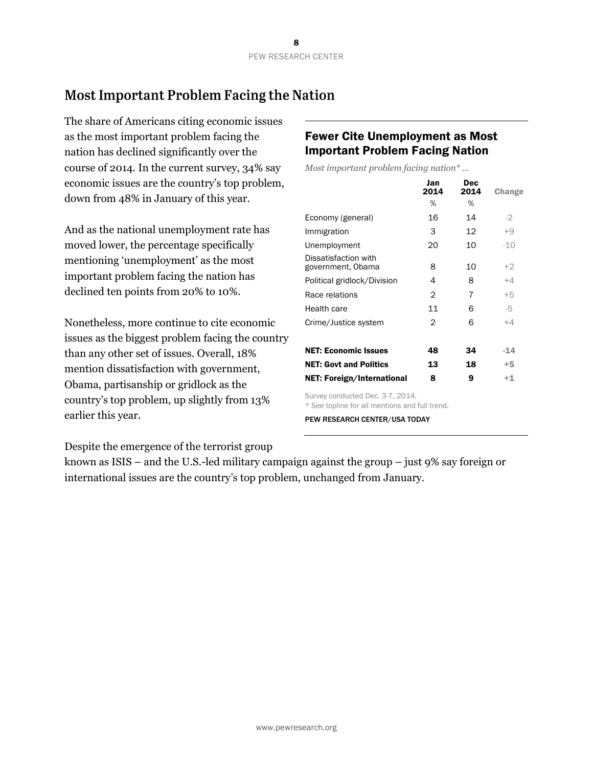## Most Important Problem Facing the Nation

The share of Americans citing economic issues as the most important problem facing the nation has declined significantly over the course of 2014. In the current survey, 34% say economic issues are the country's top problem, down from 48% in January of this year.

And as the national unemployment rate has moved lower, the percentage specifically mentioning 'unemployment' as the most important problem facing the nation has declined ten points from 20% to 10%.

Nonetheless, more continue to cite economic issues as the biggest problem facing the country than any other set of issues. Overall, 18% mention dissatisfaction with government, Obama, partisanship or gridlock as the country's top problem, up slightly from 13% earlier this year.

Despite the emergence of the terrorist group known as ISIS – and the U.S.-led military campaign against the group – just 9% say foreign or international issues are the country's top problem, unchanged from January.

### Fewer Cite Unemployment as Most Important Problem Facing Nation

*Most important problem facing nation\* …*

| | Jan 2014 | Dec 2014 | Change |
|---|---|---|---|
| | % | % | |
| Economy (general) | 16 | 14 | -2 |
| Immigration | 3 | 12 | +9 |
| Unemployment | 20 | 10 | -10 |
| Dissatisfaction with government, Obama | 8 | 10 | +2 |
| Political gridlock/Division | 4 | 8 | +4 |
| Race relations | 2 | 7 | +5 |
| Health care | 11 | 6 | -5 |
| Crime/Justice system | 2 | 6 | +4 |
| **NET: Economic Issues** | **48** | **34** | **-14** |
| **NET: Govt and Politics** | **13** | **18** | **+5** |
| **NET: Foreign/International** | **8** | **9** | **+1** |

Survey conducted Dec. 3-7, 2014.
\* See topline for all mentions and full trend.

PEW RESEARCH CENTER/USA TODAY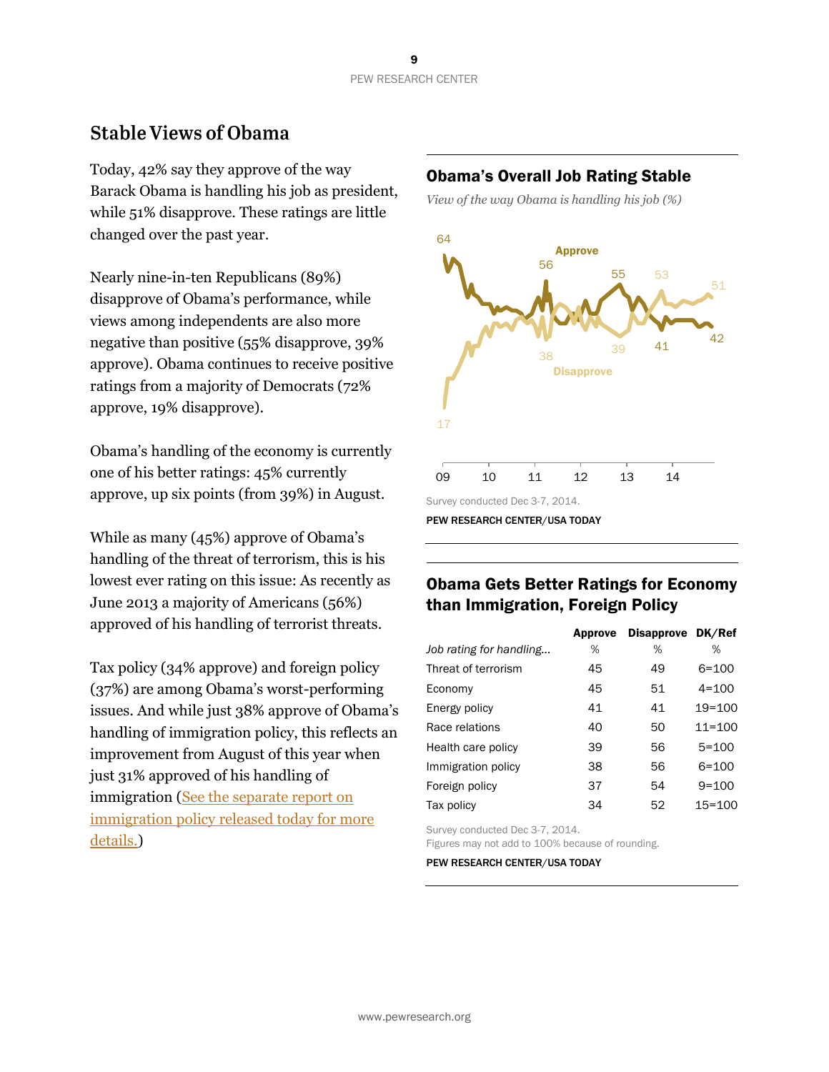## Stable Views of Obama

Today, 42% say they approve of the way Barack Obama is handling his job as president, while 51% disapprove. These ratings are little changed over the past year.

Nearly nine-in-ten Republicans (89%) disapprove of Obama's performance, while views among independents are also more negative than positive (55% disapprove, 39% approve). Obama continues to receive positive ratings from a majority of Democrats (72% approve, 19% disapprove).

Obama's handling of the economy is currently one of his better ratings: 45% currently approve, up six points (from 39%) in August.

While as many (45%) approve of Obama's handling of the threat of terrorism, this is his lowest ever rating on this issue: As recently as June 2013 a majority of Americans (56%) approved of his handling of terrorist threats.

Tax policy (34% approve) and foreign policy (37%) are among Obama's worst-performing issues. And while just 38% approve of Obama's handling of immigration policy, this reflects an improvement from August of this year when just 31% approved of his handling of immigration (See the separate report on immigration policy released today for more details.)

### Obama's Overall Job Rating Stable

*View of the way Obama is handling his job (%)*

Survey conducted Dec 3-7, 2014.

PEW RESEARCH CENTER/USA TODAY

### Obama Gets Better Ratings for Economy than Immigration, Foreign Policy

| *Job rating for handling...* | Approve % | Disapprove % | DK/Ref % |
|---|---|---|---|
| Threat of terrorism | 45 | 49 | 6=100 |
| Economy | 45 | 51 | 4=100 |
| Energy policy | 41 | 41 | 19=100 |
| Race relations | 40 | 50 | 11=100 |
| Health care policy | 39 | 56 | 5=100 |
| Immigration policy | 38 | 56 | 6=100 |
| Foreign policy | 37 | 54 | 9=100 |
| Tax policy | 34 | 52 | 15=100 |

Survey conducted Dec 3-7, 2014.
Figures may not add to 100% because of rounding.

PEW RESEARCH CENTER/USA TODAY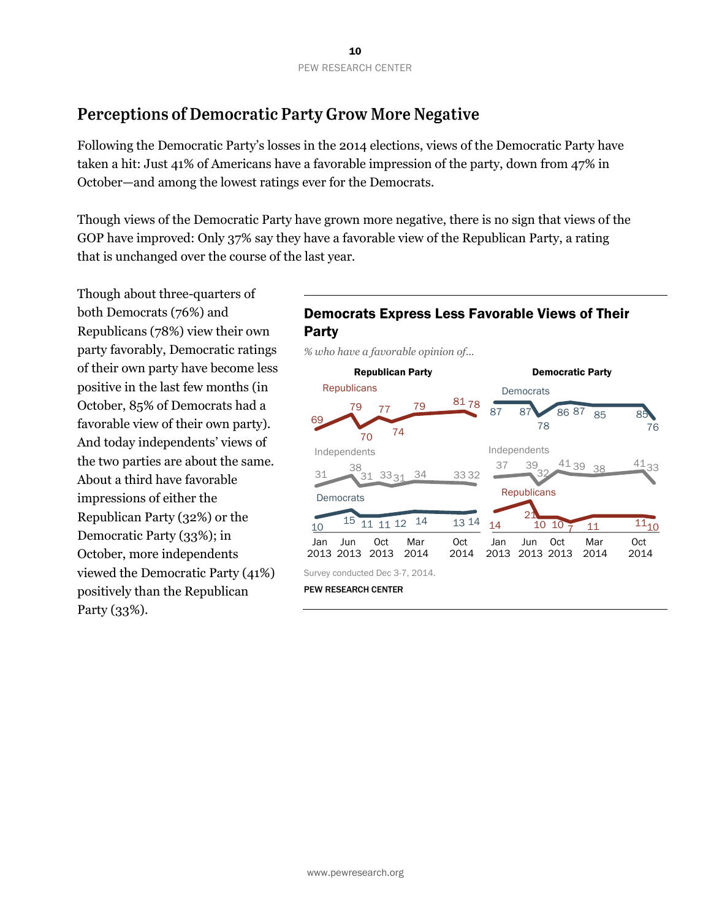## Perceptions of Democratic Party Grow More Negative

Following the Democratic Party's losses in the 2014 elections, views of the Democratic Party have taken a hit: Just 41% of Americans have a favorable impression of the party, down from 47% in October—and among the lowest ratings ever for the Democrats.

Though views of the Democratic Party have grown more negative, there is no sign that views of the GOP have improved: Only 37% say they have a favorable view of the Republican Party, a rating that is unchanged over the course of the last year.

Though about three-quarters of both Democrats (76%) and Republicans (78%) view their own party favorably, Democratic ratings of their own party have become less positive in the last few months (in October, 85% of Democrats had a favorable view of their own party). And today independents' views of the two parties are about the same. About a third have favorable impressions of either the Republican Party (32%) or the Democratic Party (33%); in October, more independents viewed the Democratic Party (41%) positively than the Republican Party (33%).

### Democrats Express Less Favorable Views of Their Party

*% who have a favorable opinion of...*

**Republican Party**

| | Jan 2013 | Jun 2013 | | Oct 2013 | | Mar 2014 | Oct 2014 | Dec 2014 |
|---|---|---|---|---|---|---|---|---|
| Republicans | 69 | 79 | 70 | 77 | 74 | 79 | 81 | 78 |
| Independents | 31 | 38 | 31 | 33 | 31 | 34 | 33 | 32 |
| Democrats | 10 | 15 | 11 | 11 | 12 | 14 | 13 | 14 |

**Democratic Party**

| | Jan 2013 | Jun 2013 | | Oct 2013 | | Mar 2014 | Oct 2014 | Dec 2014 |
|---|---|---|---|---|---|---|---|---|
| Democrats | 87 | 87 | 78 | 86 | 87 | 85 | 85 | 76 |
| Independents | 37 | 39 | 32 | 41 | 39 | 38 | 41 | 33 |
| Republicans | 14 | 21 | 10 | 10 | 7 | 11 | 11 | 10 |

Survey conducted Dec 3-7, 2014.

PEW RESEARCH CENTER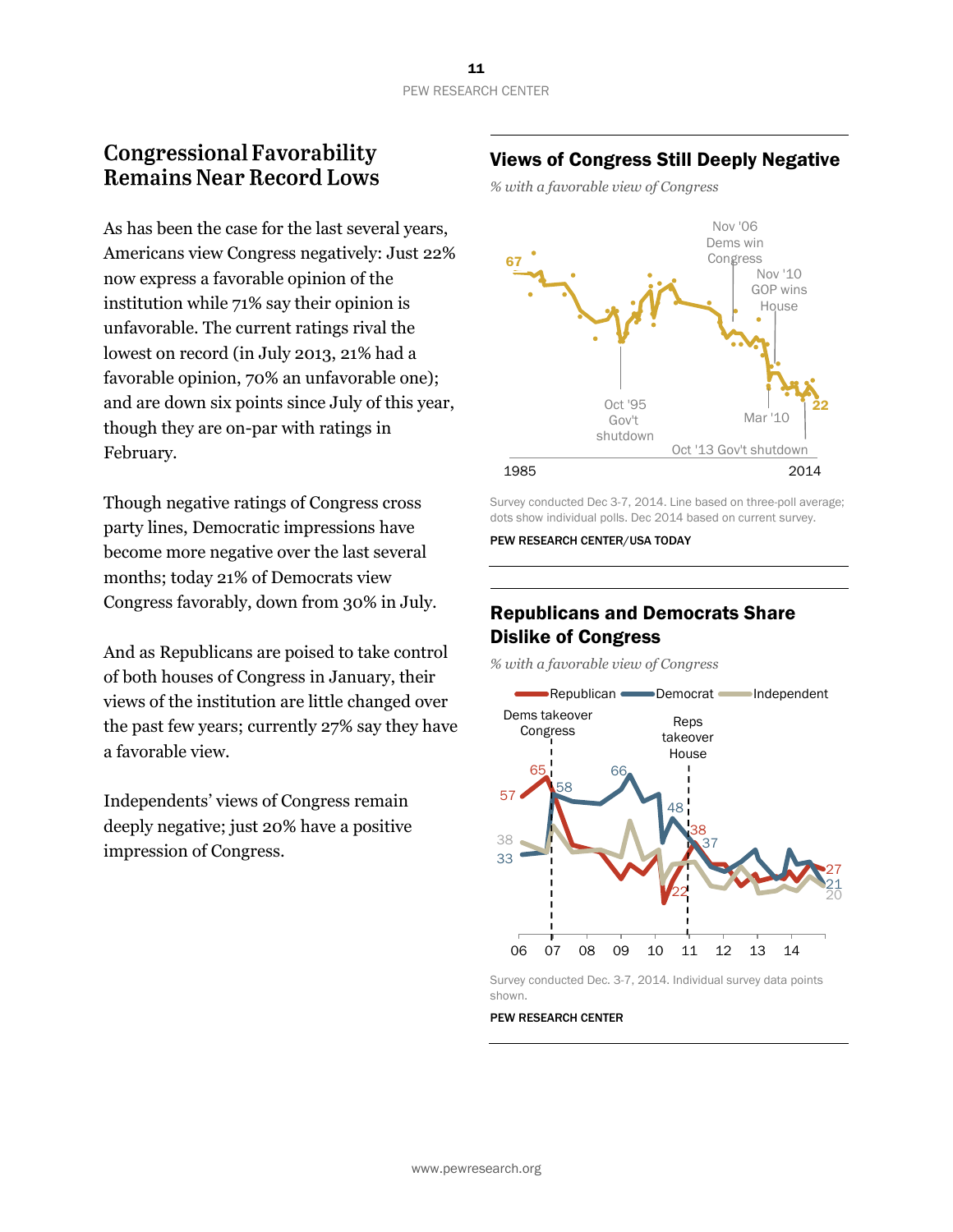## Congressional Favorability Remains Near Record Lows

As has been the case for the last several years, Americans view Congress negatively: Just 22% now express a favorable opinion of the institution while 71% say their opinion is unfavorable. The current ratings rival the lowest on record (in July 2013, 21% had a favorable opinion, 70% an unfavorable one); and are down six points since July of this year, though they are on-par with ratings in February.

Though negative ratings of Congress cross party lines, Democratic impressions have become more negative over the last several months; today 21% of Democrats view Congress favorably, down from 30% in July.

And as Republicans are poised to take control of both houses of Congress in January, their views of the institution are little changed over the past few years; currently 27% say they have a favorable view.

Independents' views of Congress remain deeply negative; just 20% have a positive impression of Congress.

### Views of Congress Still Deeply Negative

*% with a favorable view of Congress*

Survey conducted Dec 3-7, 2014. Line based on three-poll average; dots show individual polls. Dec 2014 based on current survey.

PEW RESEARCH CENTER/USA TODAY

### Republicans and Democrats Share Dislike of Congress

*% with a favorable view of Congress*

Survey conducted Dec. 3-7, 2014. Individual survey data points shown.

PEW RESEARCH CENTER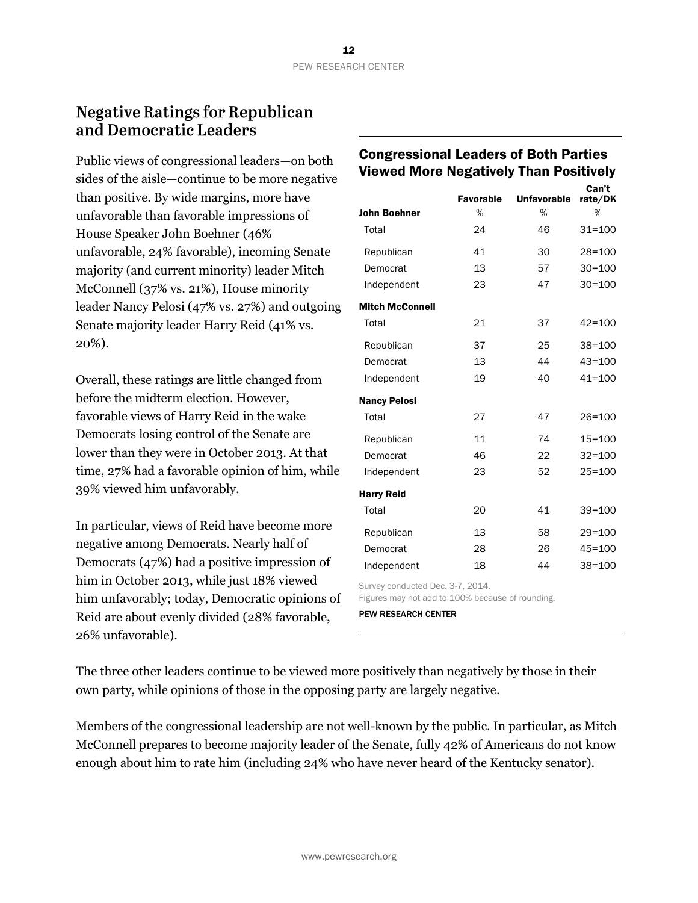## Negative Ratings for Republican and Democratic Leaders

Public views of congressional leaders—on both sides of the aisle—continue to be more negative than positive. By wide margins, more have unfavorable than favorable impressions of House Speaker John Boehner (46% unfavorable, 24% favorable), incoming Senate majority (and current minority) leader Mitch McConnell (37% vs. 21%), House minority leader Nancy Pelosi (47% vs. 27%) and outgoing Senate majority leader Harry Reid (41% vs. 20%).

Overall, these ratings are little changed from before the midterm election. However, favorable views of Harry Reid in the wake Democrats losing control of the Senate are lower than they were in October 2013. At that time, 27% had a favorable opinion of him, while 39% viewed him unfavorably.

In particular, views of Reid have become more negative among Democrats. Nearly half of Democrats (47%) had a positive impression of him in October 2013, while just 18% viewed him unfavorably; today, Democratic opinions of Reid are about evenly divided (28% favorable, 26% unfavorable).

### Congressional Leaders of Both Parties Viewed More Negatively Than Positively

| | Favorable | Unfavorable | Can't rate/DK |
|---|---|---|---|
| **John Boehner** | % | % | % |
| Total | 24 | 46 | 31=100 |
| Republican | 41 | 30 | 28=100 |
| Democrat | 13 | 57 | 30=100 |
| Independent | 23 | 47 | 30=100 |
| **Mitch McConnell** | | | |
| Total | 21 | 37 | 42=100 |
| Republican | 37 | 25 | 38=100 |
| Democrat | 13 | 44 | 43=100 |
| Independent | 19 | 40 | 41=100 |
| **Nancy Pelosi** | | | |
| Total | 27 | 47 | 26=100 |
| Republican | 11 | 74 | 15=100 |
| Democrat | 46 | 22 | 32=100 |
| Independent | 23 | 52 | 25=100 |
| **Harry Reid** | | | |
| Total | 20 | 41 | 39=100 |
| Republican | 13 | 58 | 29=100 |
| Democrat | 28 | 26 | 45=100 |
| Independent | 18 | 44 | 38=100 |

Survey conducted Dec. 3-7, 2014.
Figures may not add to 100% because of rounding.

PEW RESEARCH CENTER

The three other leaders continue to be viewed more positively than negatively by those in their own party, while opinions of those in the opposing party are largely negative.

Members of the congressional leadership are not well-known by the public. In particular, as Mitch McConnell prepares to become majority leader of the Senate, fully 42% of Americans do not know enough about him to rate him (including 24% who have never heard of the Kentucky senator).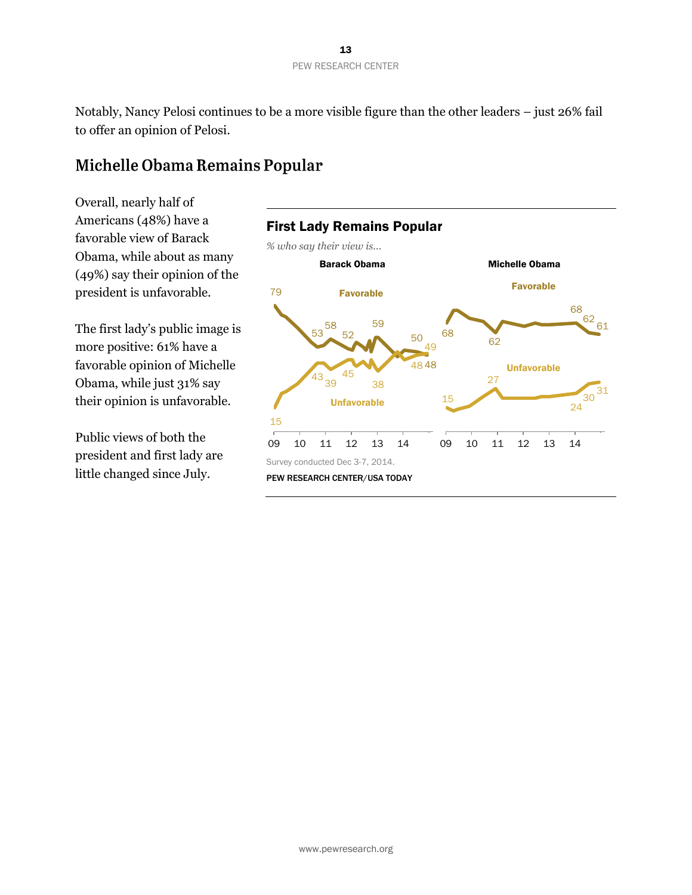Notably, Nancy Pelosi continues to be a more visible figure than the other leaders – just 26% fail to offer an opinion of Pelosi.

## Michelle Obama Remains Popular

Overall, nearly half of Americans (48%) have a favorable view of Barack Obama, while about as many (49%) say their opinion of the president is unfavorable.

The first lady's public image is more positive: 61% have a favorable opinion of Michelle Obama, while just 31% say their opinion is unfavorable.

Public views of both the president and first lady are little changed since July.

### First Lady Remains Popular

*% who say their view is…*

**Barack Obama**

Favorable: 79, 53, 58, 52, 59, 50, 48

Unfavorable: 15, 43, 39, 45, 38, 48, 49

**Michelle Obama**

Favorable: 68, 62, 68, 62, 61

Unfavorable: 15, 27, 24, 30, 31

09 10 11 12 13 14

Survey conducted Dec 3-7, 2014.

PEW RESEARCH CENTER/USA TODAY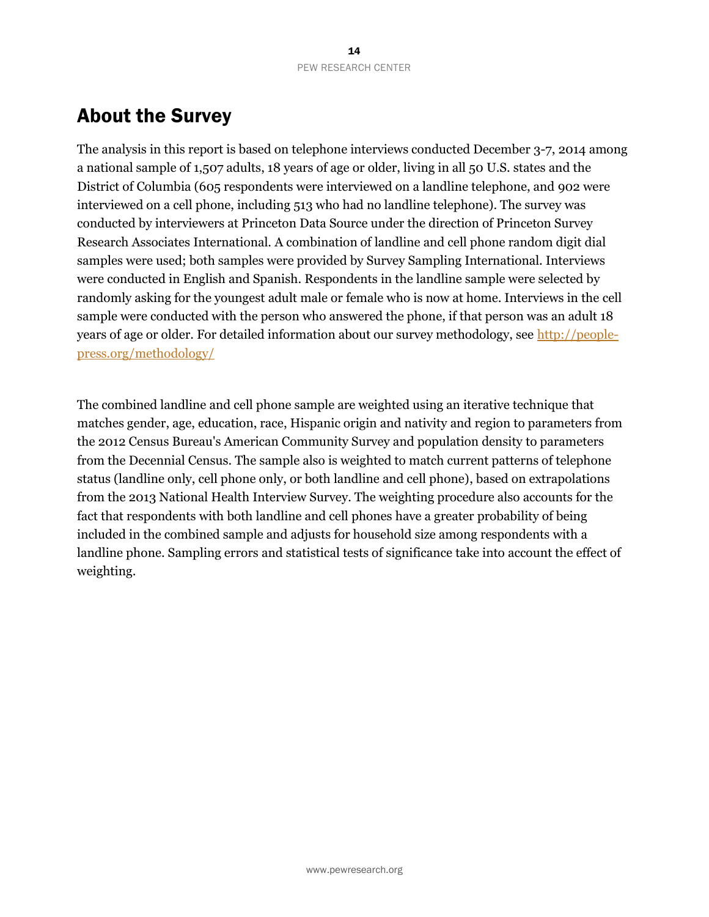## About the Survey

The analysis in this report is based on telephone interviews conducted December 3-7, 2014 among a national sample of 1,507 adults, 18 years of age or older, living in all 50 U.S. states and the District of Columbia (605 respondents were interviewed on a landline telephone, and 902 were interviewed on a cell phone, including 513 who had no landline telephone). The survey was conducted by interviewers at Princeton Data Source under the direction of Princeton Survey Research Associates International. A combination of landline and cell phone random digit dial samples were used; both samples were provided by Survey Sampling International. Interviews were conducted in English and Spanish. Respondents in the landline sample were selected by randomly asking for the youngest adult male or female who is now at home. Interviews in the cell sample were conducted with the person who answered the phone, if that person was an adult 18 years of age or older. For detailed information about our survey methodology, see [http://people-press.org/methodology/](http://people-press.org/methodology/)

The combined landline and cell phone sample are weighted using an iterative technique that matches gender, age, education, race, Hispanic origin and nativity and region to parameters from the 2012 Census Bureau's American Community Survey and population density to parameters from the Decennial Census. The sample also is weighted to match current patterns of telephone status (landline only, cell phone only, or both landline and cell phone), based on extrapolations from the 2013 National Health Interview Survey. The weighting procedure also accounts for the fact that respondents with both landline and cell phones have a greater probability of being included in the combined sample and adjusts for household size among respondents with a landline phone. Sampling errors and statistical tests of significance take into account the effect of weighting.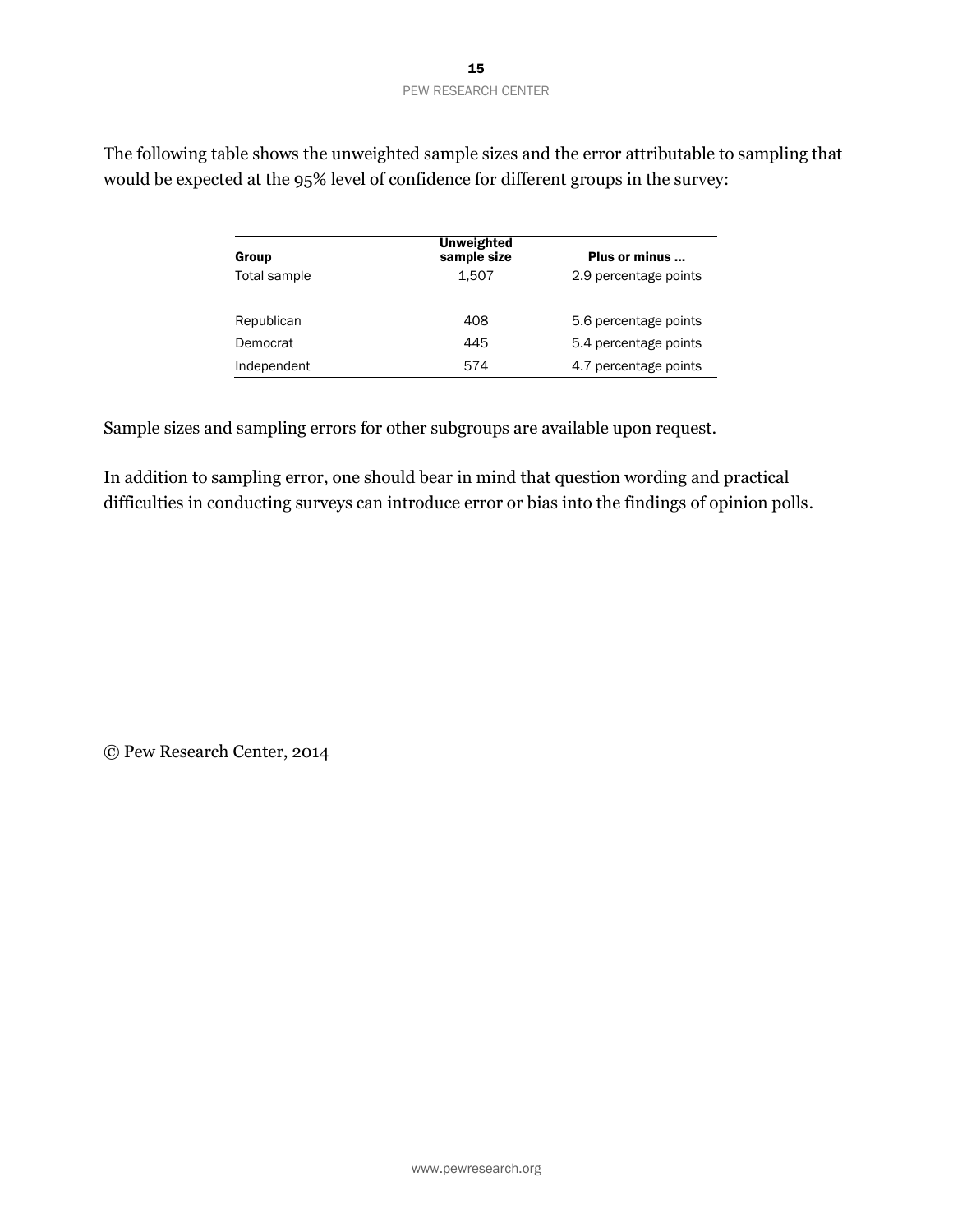The following table shows the unweighted sample sizes and the error attributable to sampling that would be expected at the 95% level of confidence for different groups in the survey:

| Group | Unweighted sample size | Plus or minus ... |
|---|---|---|
| Total sample | 1,507 | 2.9 percentage points |
| | | |
| Republican | 408 | 5.6 percentage points |
| Democrat | 445 | 5.4 percentage points |
| Independent | 574 | 4.7 percentage points |

Sample sizes and sampling errors for other subgroups are available upon request.

In addition to sampling error, one should bear in mind that question wording and practical difficulties in conducting surveys can introduce error or bias into the findings of opinion polls.

© Pew Research Center, 2014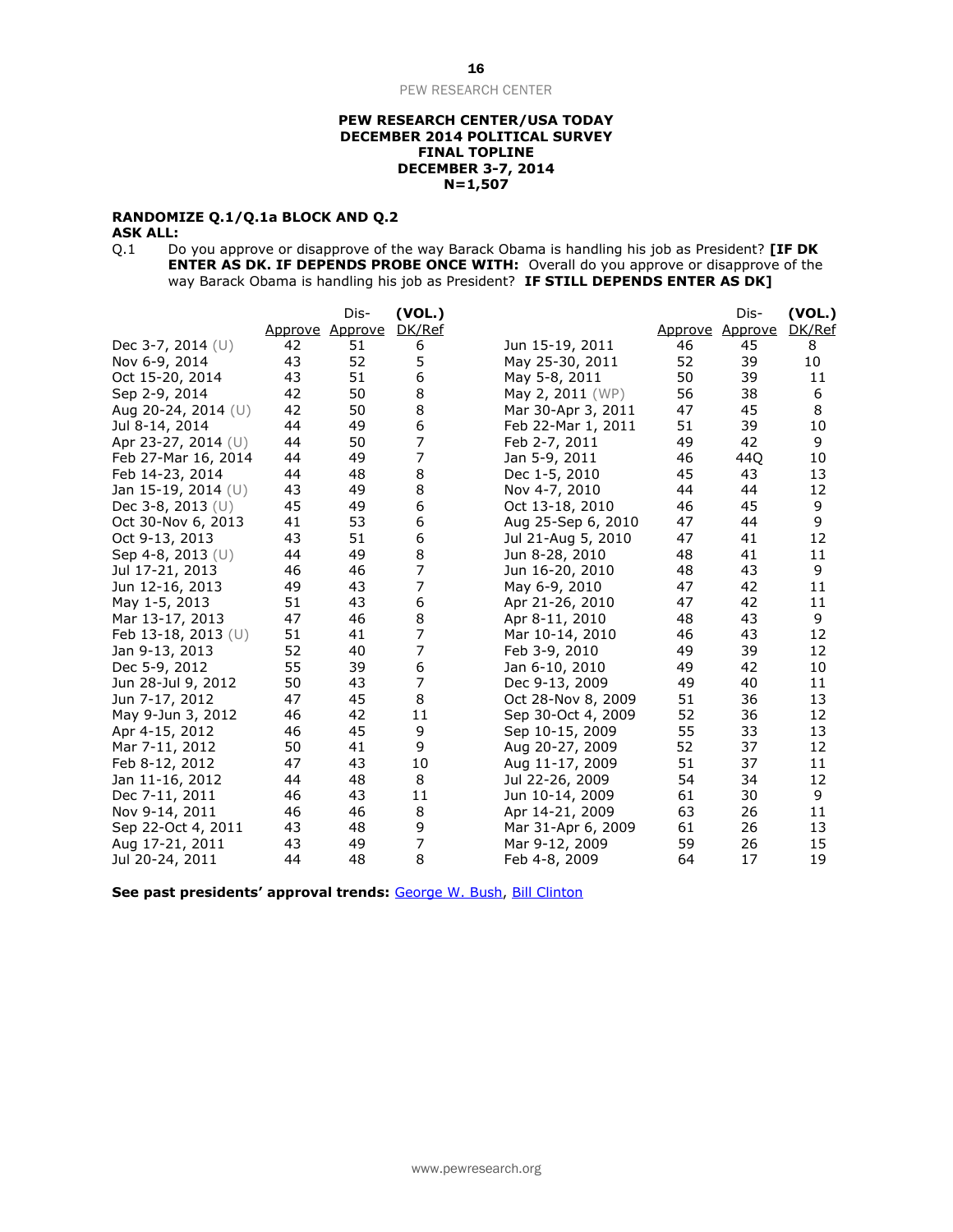**PEW RESEARCH CENTER/USA TODAY**
**DECEMBER 2014 POLITICAL SURVEY**
**FINAL TOPLINE**
**DECEMBER 3-7, 2014**
**N=1,507**

**RANDOMIZE Q.1/Q.1a BLOCK AND Q.2**
**ASK ALL:**

Q.1 Do you approve or disapprove of the way Barack Obama is handling his job as President? **[IF DK ENTER AS DK. IF DEPENDS PROBE ONCE WITH:** Overall do you approve or disapprove of the way Barack Obama is handling his job as President? **IF STILL DEPENDS ENTER AS DK]**

| | Approve | Dis-Approve | (VOL.) DK/Ref |
|---|---|---|---|
| Dec 3-7, 2014 (U) | 42 | 51 | 6 |
| Nov 6-9, 2014 | 43 | 52 | 5 |
| Oct 15-20, 2014 | 43 | 51 | 6 |
| Sep 2-9, 2014 | 42 | 50 | 8 |
| Aug 20-24, 2014 (U) | 42 | 50 | 8 |
| Jul 8-14, 2014 | 44 | 49 | 6 |
| Apr 23-27, 2014 (U) | 44 | 50 | 7 |
| Feb 27-Mar 16, 2014 | 44 | 49 | 7 |
| Feb 14-23, 2014 | 44 | 48 | 8 |
| Jan 15-19, 2014 (U) | 43 | 49 | 8 |
| Dec 3-8, 2013 (U) | 45 | 49 | 6 |
| Oct 30-Nov 6, 2013 | 41 | 53 | 6 |
| Oct 9-13, 2013 | 43 | 51 | 6 |
| Sep 4-8, 2013 (U) | 44 | 49 | 8 |
| Jul 17-21, 2013 | 46 | 46 | 7 |
| Jun 12-16, 2013 | 49 | 43 | 7 |
| May 1-5, 2013 | 51 | 43 | 6 |
| Mar 13-17, 2013 | 47 | 46 | 8 |
| Feb 13-18, 2013 (U) | 51 | 41 | 7 |
| Jan 9-13, 2013 | 52 | 40 | 7 |
| Dec 5-9, 2012 | 55 | 39 | 6 |
| Jun 28-Jul 9, 2012 | 50 | 43 | 7 |
| Jun 7-17, 2012 | 47 | 45 | 8 |
| May 9-Jun 3, 2012 | 46 | 42 | 11 |
| Apr 4-15, 2012 | 46 | 45 | 9 |
| Mar 7-11, 2012 | 50 | 41 | 9 |
| Feb 8-12, 2012 | 47 | 43 | 10 |
| Jan 11-16, 2012 | 44 | 48 | 8 |
| Dec 7-11, 2011 | 46 | 43 | 11 |
| Nov 9-14, 2011 | 46 | 46 | 8 |
| Sep 22-Oct 4, 2011 | 43 | 48 | 9 |
| Aug 17-21, 2011 | 43 | 49 | 7 |
| Jul 20-24, 2011 | 44 | 48 | 8 |
| Jun 15-19, 2011 | 46 | 45 | 8 |
| May 25-30, 2011 | 52 | 39 | 10 |
| May 5-8, 2011 | 50 | 39 | 11 |
| May 2, 2011 (WP) | 56 | 38 | 6 |
| Mar 30-Apr 3, 2011 | 47 | 45 | 8 |
| Feb 22-Mar 1, 2011 | 51 | 39 | 10 |
| Feb 2-7, 2011 | 49 | 42 | 9 |
| Jan 5-9, 2011 | 46 | 44Q | 10 |
| Dec 1-5, 2010 | 45 | 43 | 13 |
| Nov 4-7, 2010 | 44 | 44 | 12 |
| Oct 13-18, 2010 | 46 | 45 | 9 |
| Aug 25-Sep 6, 2010 | 47 | 44 | 9 |
| Jul 21-Aug 5, 2010 | 47 | 41 | 12 |
| Jun 8-28, 2010 | 48 | 41 | 11 |
| Jun 16-20, 2010 | 48 | 43 | 9 |
| May 6-9, 2010 | 47 | 42 | 11 |
| Apr 21-26, 2010 | 47 | 42 | 11 |
| Apr 8-11, 2010 | 48 | 43 | 9 |
| Mar 10-14, 2010 | 46 | 43 | 12 |
| Feb 3-9, 2010 | 49 | 39 | 12 |
| Jan 6-10, 2010 | 49 | 42 | 10 |
| Dec 9-13, 2009 | 49 | 40 | 11 |
| Oct 28-Nov 8, 2009 | 51 | 36 | 13 |
| Sep 30-Oct 4, 2009 | 52 | 36 | 12 |
| Sep 10-15, 2009 | 55 | 33 | 13 |
| Aug 20-27, 2009 | 52 | 37 | 12 |
| Aug 11-17, 2009 | 51 | 37 | 11 |
| Jul 22-26, 2009 | 54 | 34 | 12 |
| Jun 10-14, 2009 | 61 | 30 | 9 |
| Apr 14-21, 2009 | 63 | 26 | 11 |
| Mar 31-Apr 6, 2009 | 61 | 26 | 13 |
| Mar 9-12, 2009 | 59 | 26 | 15 |
| Feb 4-8, 2009 | 64 | 17 | 19 |

**See past presidents' approval trends:** George W. Bush, Bill Clinton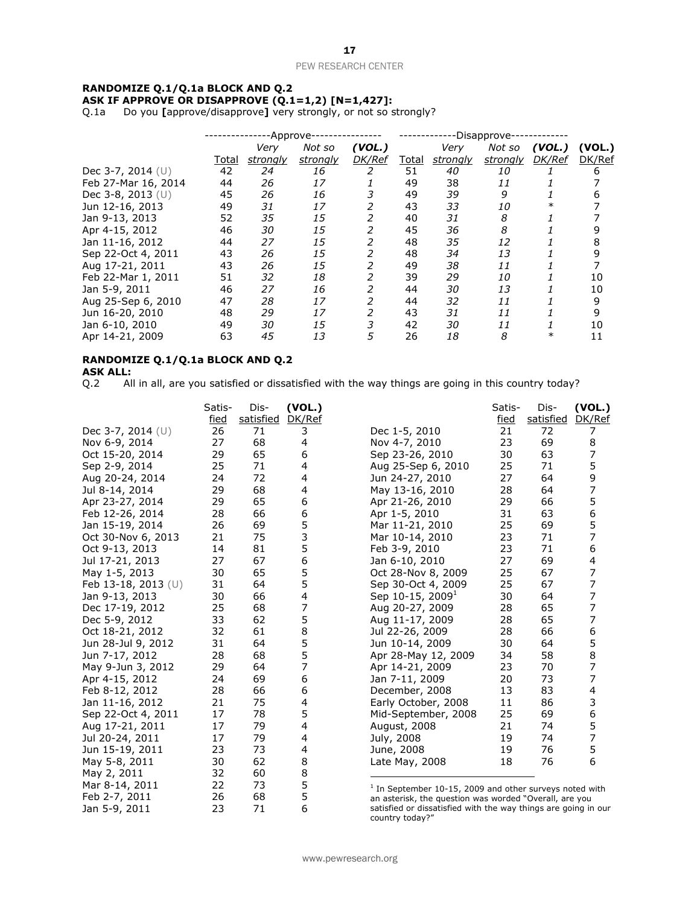**RANDOMIZE Q.1/Q.1a BLOCK AND Q.2**
**ASK IF APPROVE OR DISAPPROVE (Q.1=1,2) [N=1,427]:**
Q.1a Do you **[**approve/disapprove**]** very strongly, or not so strongly?

| | Approve | | | | Disapprove | | | | |
|---|---|---|---|---|---|---|---|---|---|
| | Total | *Very strongly* | *Not so strongly* | *(VOL.) DK/Ref* | Total | *Very strongly* | *Not so strongly* | *(VOL.) DK/Ref* | (VOL.) DK/Ref |
| Dec 3-7, 2014 (U) | 42 | *24* | *16* | *2* | 51 | *40* | *10* | *1* | 6 |
| Feb 27-Mar 16, 2014 | 44 | *26* | *17* | *1* | 49 | *38* | *11* | *1* | 7 |
| Dec 3-8, 2013 (U) | 45 | *26* | *16* | *3* | 49 | *39* | *9* | *1* | 6 |
| Jun 12-16, 2013 | 49 | *31* | *17* | *2* | 43 | *33* | *10* | * | 7 |
| Jan 9-13, 2013 | 52 | *35* | *15* | *2* | 40 | *31* | *8* | *1* | 7 |
| Apr 4-15, 2012 | 46 | *30* | *15* | *2* | 45 | *36* | *8* | *1* | 9 |
| Jan 11-16, 2012 | 44 | *27* | *15* | *2* | 48 | *35* | *12* | *1* | 8 |
| Sep 22-Oct 4, 2011 | 43 | *26* | *15* | *2* | 48 | *34* | *13* | *1* | 9 |
| Aug 17-21, 2011 | 43 | *26* | *15* | *2* | 49 | *38* | *11* | *1* | 7 |
| Feb 22-Mar 1, 2011 | 51 | *32* | *18* | *2* | 39 | *29* | *10* | *1* | 10 |
| Jan 5-9, 2011 | 46 | *27* | *16* | *2* | 44 | *30* | *13* | *1* | 10 |
| Aug 25-Sep 6, 2010 | 47 | *28* | *17* | *2* | 44 | *32* | *11* | *1* | 9 |
| Jun 16-20, 2010 | 48 | *29* | *17* | *2* | 43 | *31* | *11* | *1* | 9 |
| Jan 6-10, 2010 | 49 | *30* | *15* | *3* | 42 | *30* | *11* | *1* | 10 |
| Apr 14-21, 2009 | 63 | *45* | *13* | *5* | 26 | *18* | *8* | * | 11 |

**RANDOMIZE Q.1/Q.1a BLOCK AND Q.2**
**ASK ALL:**
Q.2 All in all, are you satisfied or dissatisfied with the way things are going in this country today?

| | Satisfied | Dissatisfied | (VOL.) DK/Ref |
|---|---|---|---|
| Dec 3-7, 2014 (U) | 26 | 71 | 3 |
| Nov 6-9, 2014 | 27 | 68 | 4 |
| Oct 15-20, 2014 | 29 | 65 | 6 |
| Sep 2-9, 2014 | 25 | 71 | 4 |
| Aug 20-24, 2014 | 24 | 72 | 4 |
| Jul 8-14, 2014 | 29 | 68 | 4 |
| Apr 23-27, 2014 | 29 | 65 | 6 |
| Feb 12-26, 2014 | 28 | 66 | 6 |
| Jan 15-19, 2014 | 26 | 69 | 5 |
| Oct 30-Nov 6, 2013 | 21 | 75 | 3 |
| Oct 9-13, 2013 | 14 | 81 | 5 |
| Jul 17-21, 2013 | 27 | 67 | 6 |
| May 1-5, 2013 | 30 | 65 | 5 |
| Feb 13-18, 2013 (U) | 31 | 64 | 5 |
| Jan 9-13, 2013 | 30 | 66 | 4 |
| Dec 17-19, 2012 | 25 | 68 | 7 |
| Dec 5-9, 2012 | 33 | 62 | 5 |
| Oct 18-21, 2012 | 32 | 61 | 8 |
| Jun 28-Jul 9, 2012 | 31 | 64 | 5 |
| Jun 7-17, 2012 | 28 | 68 | 5 |
| May 9-Jun 3, 2012 | 29 | 64 | 7 |
| Apr 4-15, 2012 | 24 | 69 | 6 |
| Feb 8-12, 2012 | 28 | 66 | 6 |
| Jan 11-16, 2012 | 21 | 75 | 4 |
| Sep 22-Oct 4, 2011 | 17 | 78 | 5 |
| Aug 17-21, 2011 | 17 | 79 | 4 |
| Jul 20-24, 2011 | 17 | 79 | 4 |
| Jun 15-19, 2011 | 23 | 73 | 4 |
| May 5-8, 2011 | 30 | 62 | 8 |
| May 2, 2011 | 32 | 60 | 8 |
| Mar 8-14, 2011 | 22 | 73 | 5 |
| Feb 2-7, 2011 | 26 | 68 | 5 |
| Jan 5-9, 2011 | 23 | 71 | 6 |
| Dec 1-5, 2010 | 21 | 72 | 7 |
| Nov 4-7, 2010 | 23 | 69 | 8 |
| Sep 23-26, 2010 | 30 | 63 | 7 |
| Aug 25-Sep 6, 2010 | 25 | 71 | 5 |
| Jun 24-27, 2010 | 27 | 64 | 9 |
| May 13-16, 2010 | 28 | 64 | 7 |
| Apr 21-26, 2010 | 29 | 66 | 5 |
| Apr 1-5, 2010 | 31 | 63 | 6 |
| Mar 11-21, 2010 | 25 | 69 | 5 |
| Mar 10-14, 2010 | 23 | 71 | 7 |
| Feb 3-9, 2010 | 23 | 71 | 6 |
| Jan 6-10, 2010 | 27 | 69 | 4 |
| Oct 28-Nov 8, 2009 | 25 | 67 | 7 |
| Sep 30-Oct 4, 2009 | 25 | 67 | 7 |
| Sep 10-15, 2009[1] | 30 | 64 | 7 |
| Aug 20-27, 2009 | 28 | 65 | 7 |
| Aug 11-17, 2009 | 28 | 65 | 7 |
| Jul 22-26, 2009 | 28 | 66 | 6 |
| Jun 10-14, 2009 | 30 | 64 | 5 |
| Apr 28-May 12, 2009 | 34 | 58 | 8 |
| Apr 14-21, 2009 | 23 | 70 | 7 |
| Jan 7-11, 2009 | 20 | 73 | 7 |
| December, 2008 | 13 | 83 | 4 |
| Early October, 2008 | 11 | 86 | 3 |
| Mid-September, 2008 | 25 | 69 | 6 |
| August, 2008 | 21 | 74 | 5 |
| July, 2008 | 19 | 74 | 7 |
| June, 2008 | 19 | 76 | 5 |
| Late May, 2008 | 18 | 76 | 6 |

[1] In September 10-15, 2009 and other surveys noted with an asterisk, the question was worded "Overall, are you satisfied or dissatisfied with the way things are going in our country today?"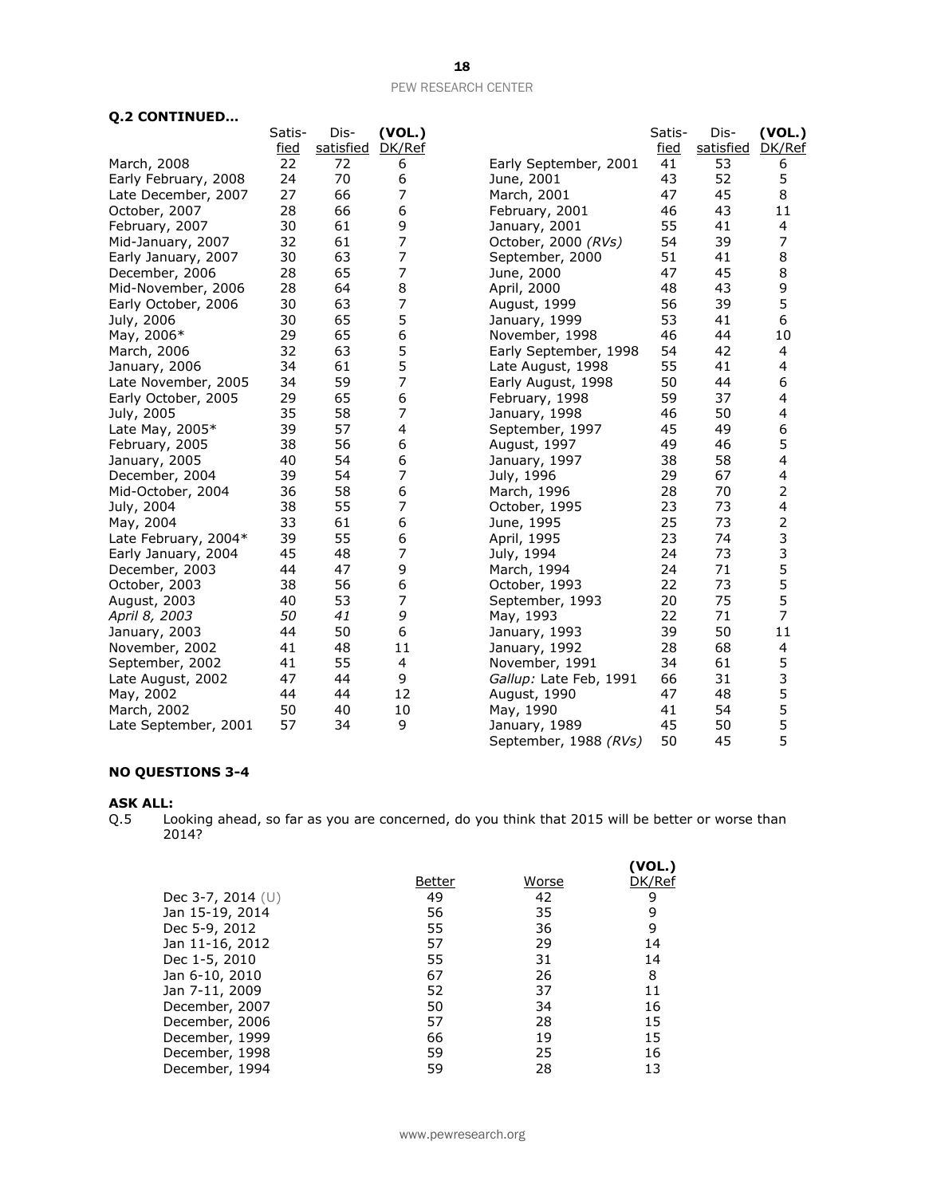**Q.2 CONTINUED…**

| | Satis-fied | Dis-satisfied | (VOL.) DK/Ref |
|---|---|---|---|
| March, 2008 | 22 | 72 | 6 |
| Early February, 2008 | 24 | 70 | 6 |
| Late December, 2007 | 27 | 66 | 7 |
| October, 2007 | 28 | 66 | 6 |
| February, 2007 | 30 | 61 | 9 |
| Mid-January, 2007 | 32 | 61 | 7 |
| Early January, 2007 | 30 | 63 | 7 |
| December, 2006 | 28 | 65 | 7 |
| Mid-November, 2006 | 28 | 64 | 8 |
| Early October, 2006 | 30 | 63 | 7 |
| July, 2006 | 30 | 65 | 5 |
| May, 2006* | 29 | 65 | 6 |
| March, 2006 | 32 | 63 | 5 |
| January, 2006 | 34 | 61 | 5 |
| Late November, 2005 | 34 | 59 | 7 |
| Early October, 2005 | 29 | 65 | 6 |
| July, 2005 | 35 | 58 | 7 |
| Late May, 2005* | 39 | 57 | 4 |
| February, 2005 | 38 | 56 | 6 |
| January, 2005 | 40 | 54 | 6 |
| December, 2004 | 39 | 54 | 7 |
| Mid-October, 2004 | 36 | 58 | 6 |
| July, 2004 | 38 | 55 | 7 |
| May, 2004 | 33 | 61 | 6 |
| Late February, 2004* | 39 | 55 | 6 |
| Early January, 2004 | 45 | 48 | 7 |
| December, 2003 | 44 | 47 | 9 |
| October, 2003 | 38 | 56 | 6 |
| August, 2003 | 40 | 53 | 7 |
| *April 8, 2003* | *50* | *41* | *9* |
| January, 2003 | 44 | 50 | 6 |
| November, 2002 | 41 | 48 | 11 |
| September, 2002 | 41 | 55 | 4 |
| Late August, 2002 | 47 | 44 | 9 |
| May, 2002 | 44 | 44 | 12 |
| March, 2002 | 50 | 40 | 10 |
| Late September, 2001 | 57 | 34 | 9 |
| Early September, 2001 | 41 | 53 | 6 |
| June, 2001 | 43 | 52 | 5 |
| March, 2001 | 47 | 45 | 8 |
| February, 2001 | 46 | 43 | 11 |
| January, 2001 | 55 | 41 | 4 |
| October, 2000 *(RVs)* | 54 | 39 | 7 |
| September, 2000 | 51 | 41 | 8 |
| June, 2000 | 47 | 45 | 8 |
| April, 2000 | 48 | 43 | 9 |
| August, 1999 | 56 | 39 | 5 |
| January, 1999 | 53 | 41 | 6 |
| November, 1998 | 46 | 44 | 10 |
| Early September, 1998 | 54 | 42 | 4 |
| Late August, 1998 | 55 | 41 | 4 |
| Early August, 1998 | 50 | 44 | 6 |
| February, 1998 | 59 | 37 | 4 |
| January, 1998 | 46 | 50 | 4 |
| September, 1997 | 45 | 49 | 6 |
| August, 1997 | 49 | 46 | 5 |
| January, 1997 | 38 | 58 | 4 |
| July, 1996 | 29 | 67 | 4 |
| March, 1996 | 28 | 70 | 2 |
| October, 1995 | 23 | 73 | 4 |
| June, 1995 | 25 | 73 | 2 |
| April, 1995 | 23 | 74 | 3 |
| July, 1994 | 24 | 73 | 3 |
| March, 1994 | 24 | 71 | 5 |
| October, 1993 | 22 | 73 | 5 |
| September, 1993 | 20 | 75 | 5 |
| May, 1993 | 22 | 71 | 7 |
| January, 1993 | 39 | 50 | 11 |
| January, 1992 | 28 | 68 | 4 |
| November, 1991 | 34 | 61 | 5 |
| *Gallup:* Late Feb, 1991 | 66 | 31 | 3 |
| August, 1990 | 47 | 48 | 5 |
| May, 1990 | 41 | 54 | 5 |
| January, 1989 | 45 | 50 | 5 |
| September, 1988 *(RVs)* | 50 | 45 | 5 |

**NO QUESTIONS 3-4**

**ASK ALL:**

Q.5 Looking ahead, so far as you are concerned, do you think that 2015 will be better or worse than 2014?

| | Better | Worse | (VOL.) DK/Ref |
|---|---|---|---|
| Dec 3-7, 2014 (U) | 49 | 42 | 9 |
| Jan 15-19, 2014 | 56 | 35 | 9 |
| Dec 5-9, 2012 | 55 | 36 | 9 |
| Jan 11-16, 2012 | 57 | 29 | 14 |
| Dec 1-5, 2010 | 55 | 31 | 14 |
| Jan 6-10, 2010 | 67 | 26 | 8 |
| Jan 7-11, 2009 | 52 | 37 | 11 |
| December, 2007 | 50 | 34 | 16 |
| December, 2006 | 57 | 28 | 15 |
| December, 1999 | 66 | 19 | 15 |
| December, 1998 | 59 | 25 | 16 |
| December, 1994 | 59 | 28 | 13 |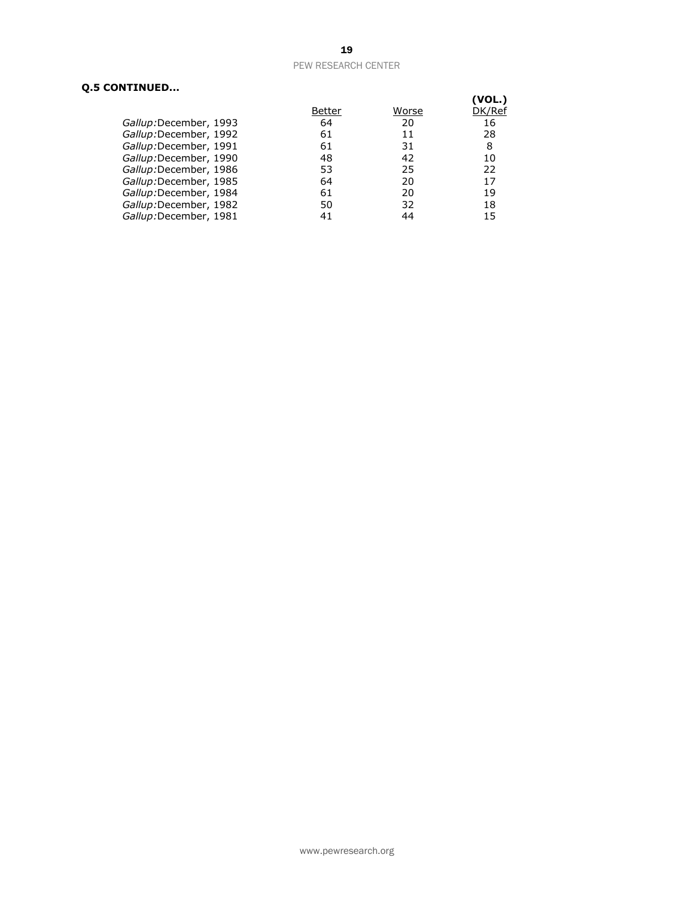**Q.5 CONTINUED...**

| | Better | Worse | (VOL.) DK/Ref |
|---|---|---|---|
| *Gallup:*December, 1993 | 64 | 20 | 16 |
| *Gallup:*December, 1992 | 61 | 11 | 28 |
| *Gallup:*December, 1991 | 61 | 31 | 8 |
| *Gallup:*December, 1990 | 48 | 42 | 10 |
| *Gallup:*December, 1986 | 53 | 25 | 22 |
| *Gallup:*December, 1985 | 64 | 20 | 17 |
| *Gallup:*December, 1984 | 61 | 20 | 19 |
| *Gallup:*December, 1982 | 50 | 32 | 18 |
| *Gallup:*December, 1981 | 41 | 44 | 15 |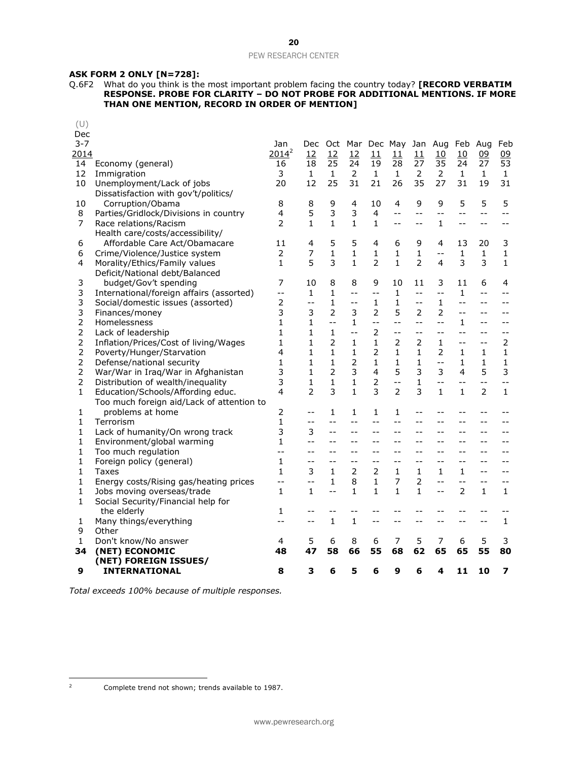**ASK FORM 2 ONLY [N=728]:**

Q.6F2 What do you think is the most important problem facing the country today? **[RECORD VERBATIM RESPONSE. PROBE FOR CLARITY – DO NOT PROBE FOR ADDITIONAL MENTIONS. IF MORE THAN ONE MENTION, RECORD IN ORDER OF MENTION]**

| (U) Dec 3-7 2014 | | Jan 2014[2] | Dec 12 | Oct 12 | Mar 12 | Dec 11 | May 11 | Jan 11 | Aug 10 | Feb 10 | Aug 09 | Feb 09 |
|---|---|---|---|---|---|---|---|---|---|---|---|---|
| 14 | Economy (general) | 16 | 18 | 25 | 24 | 19 | 28 | 27 | 35 | 24 | 27 | 53 |
| 12 | Immigration | 3 | 1 | 1 | 2 | 1 | 1 | 2 | 2 | 1 | 1 | 1 |
| 10 | Unemployment/Lack of jobs | 20 | 12 | 25 | 31 | 21 | 26 | 35 | 27 | 31 | 19 | 31 |
| 10 | Dissatisfaction with gov't/politics/ Corruption/Obama | 8 | 8 | 9 | 4 | 10 | 4 | 9 | 9 | 5 | 5 | 5 |
| 8 | Parties/Gridlock/Divisions in country | 4 | 5 | 3 | 3 | 4 | -- | -- | -- | -- | -- | -- |
| 7 | Race relations/Racism | 2 | 1 | 1 | 1 | 1 | -- | -- | 1 | -- | -- | -- |
| 6 | Health care/costs/accessibility/ Affordable Care Act/Obamacare | 11 | 4 | 5 | 5 | 4 | 6 | 9 | 4 | 13 | 20 | 3 |
| 6 | Crime/Violence/Justice system | 2 | 7 | 1 | 1 | 1 | 1 | 1 | -- | 1 | 1 | 1 |
| 4 | Morality/Ethics/Family values | 1 | 5 | 3 | 1 | 2 | 1 | 2 | 4 | 3 | 3 | 1 |
| 3 | Deficit/National debt/Balanced budget/Gov't spending | 7 | 10 | 8 | 8 | 9 | 10 | 11 | 3 | 11 | 6 | 4 |
| 3 | International/foreign affairs (assorted) | -- | 1 | 1 | -- | -- | 1 | -- | -- | 1 | -- | -- |
| 3 | Social/domestic issues (assorted) | 2 | -- | 1 | -- | 1 | 1 | -- | 1 | -- | -- | -- |
| 3 | Finances/money | 3 | 3 | 2 | 3 | 2 | 5 | 2 | 2 | -- | -- | -- |
| 2 | Homelessness | 1 | 1 | -- | 1 | -- | -- | -- | -- | 1 | -- | -- |
| 2 | Lack of leadership | 1 | 1 | 1 | -- | 2 | -- | -- | -- | -- | -- | -- |
| 2 | Inflation/Prices/Cost of living/Wages | 1 | 1 | 2 | 1 | 1 | 2 | 2 | 1 | -- | -- | 2 |
| 2 | Poverty/Hunger/Starvation | 4 | 1 | 1 | 1 | 2 | 1 | 1 | 2 | 1 | 1 | 1 |
| 2 | Defense/national security | 1 | 1 | 1 | 2 | 1 | 1 | 1 | -- | 1 | 1 | 1 |
| 2 | War/War in Iraq/War in Afghanistan | 3 | 1 | 2 | 3 | 4 | 5 | 3 | 3 | 4 | 5 | 3 |
| 2 | Distribution of wealth/inequality | 3 | 1 | 1 | 1 | 2 | -- | 1 | -- | -- | -- | -- |
| 1 | Education/Schools/Affording educ. | 4 | 2 | 3 | 1 | 3 | 2 | 3 | 1 | 1 | 2 | 1 |
| 1 | Too much foreign aid/Lack of attention to problems at home | 2 | -- | 1 | 1 | 1 | 1 | -- | -- | -- | -- | -- |
| 1 | Terrorism | 1 | -- | -- | -- | -- | -- | -- | -- | -- | -- | -- |
| 1 | Lack of humanity/On wrong track | 3 | 3 | -- | -- | -- | -- | -- | -- | -- | -- | -- |
| 1 | Environment/global warming | 1 | -- | -- | -- | -- | -- | -- | -- | -- | -- | -- |
| 1 | Too much regulation | -- | -- | -- | -- | -- | -- | -- | -- | -- | -- | -- |
| 1 | Foreign policy (general) | 1 | -- | -- | -- | -- | -- | -- | -- | -- | -- | -- |
| 1 | Taxes | 1 | 3 | 1 | 2 | 2 | 1 | 1 | 1 | 1 | -- | -- |
| 1 | Energy costs/Rising gas/heating prices | -- | -- | 1 | 8 | 1 | 7 | 2 | -- | -- | -- | -- |
| 1 | Jobs moving overseas/trade | 1 | 1 | -- | 1 | 1 | 1 | 1 | -- | 2 | 1 | 1 |
| 1 | Social Security/Financial help for the elderly | 1 | -- | -- | -- | -- | -- | -- | -- | -- | -- | -- |
| 1 | Many things/everything | -- | -- | 1 | 1 | -- | -- | -- | -- | -- | -- | 1 |
| 9 | Other | | | | | | | | | | | |
| 1 | Don't know/No answer | 4 | 5 | 6 | 8 | 6 | 7 | 5 | 7 | 6 | 5 | 3 |
| **34** | **(NET) ECONOMIC** | **48** | **47** | **58** | **66** | **55** | **68** | **62** | **65** | **65** | **55** | **80** |
| **9** | **(NET) FOREIGN ISSUES/ INTERNATIONAL** | **8** | **3** | **6** | **5** | **6** | **9** | **6** | **4** | **11** | **10** | **7** |

*Total exceeds 100% because of multiple responses.*

---

[2] Complete trend not shown; trends available to 1987.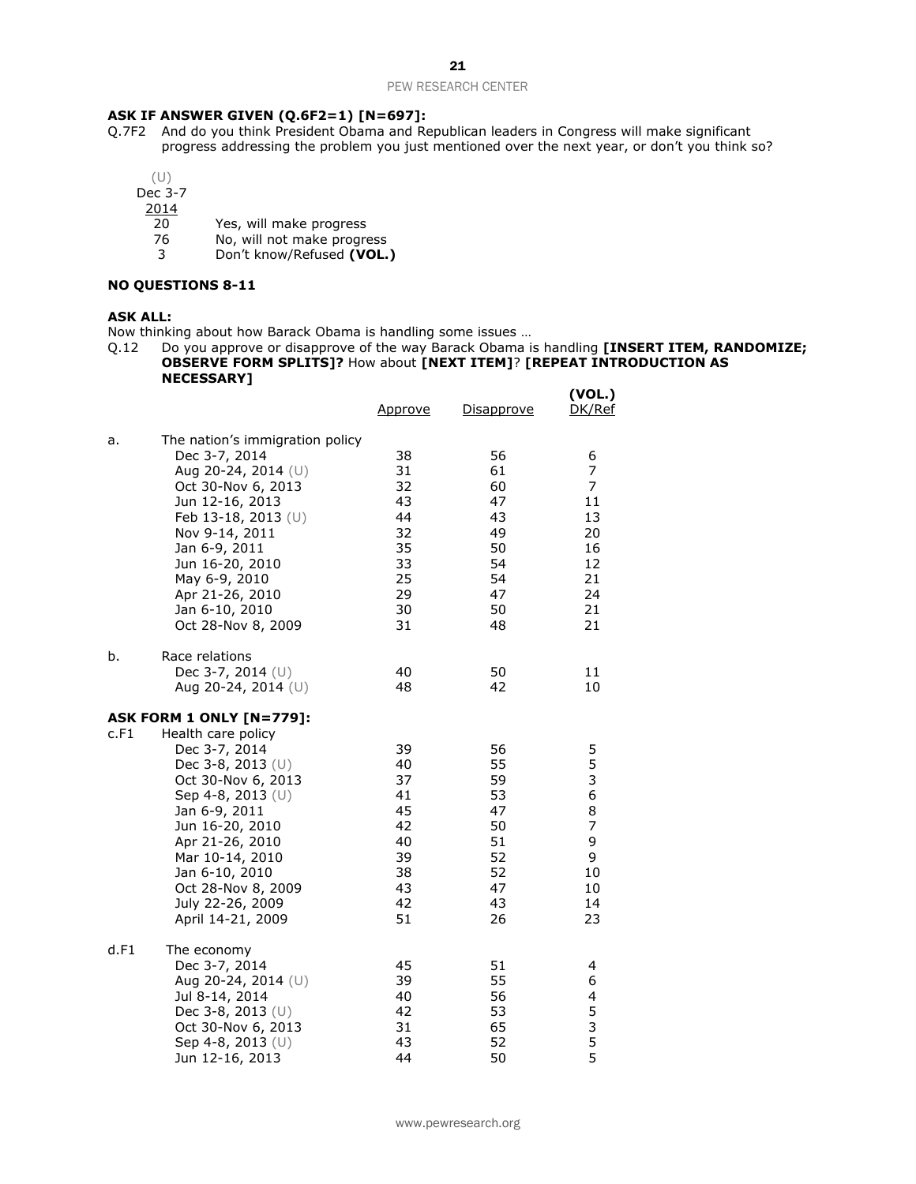**ASK IF ANSWER GIVEN (Q.6F2=1) [N=697]:**

Q.7F2 And do you think President Obama and Republican leaders in Congress will make significant progress addressing the problem you just mentioned over the next year, or don't you think so?

| (U) Dec 3-7 2014 | |
|---|---|
| 20 | Yes, will make progress |
| 76 | No, will not make progress |
| 3 | Don't know/Refused **(VOL.)** |

**NO QUESTIONS 8-11**

**ASK ALL:**

Now thinking about how Barack Obama is handling some issues …

Q.12 Do you approve or disapprove of the way Barack Obama is handling **[INSERT ITEM, RANDOMIZE; OBSERVE FORM SPLITS]?** How about **[NEXT ITEM]**? **[REPEAT INTRODUCTION AS NECESSARY]**

| | | Approve | Disapprove | (VOL.) DK/Ref |
|---|---|---|---|---|
| a. | The nation's immigration policy | | | |
| | Dec 3-7, 2014 | 38 | 56 | 6 |
| | Aug 20-24, 2014 (U) | 31 | 61 | 7 |
| | Oct 30-Nov 6, 2013 | 32 | 60 | 7 |
| | Jun 12-16, 2013 | 43 | 47 | 11 |
| | Feb 13-18, 2013 (U) | 44 | 43 | 13 |
| | Nov 9-14, 2011 | 32 | 49 | 20 |
| | Jan 6-9, 2011 | 35 | 50 | 16 |
| | Jun 16-20, 2010 | 33 | 54 | 12 |
| | May 6-9, 2010 | 25 | 54 | 21 |
| | Apr 21-26, 2010 | 29 | 47 | 24 |
| | Jan 6-10, 2010 | 30 | 50 | 21 |
| | Oct 28-Nov 8, 2009 | 31 | 48 | 21 |
| b. | Race relations | | | |
| | Dec 3-7, 2014 (U) | 40 | 50 | 11 |
| | Aug 20-24, 2014 (U) | 48 | 42 | 10 |
| | **ASK FORM 1 ONLY [N=779]:** | | | |
| c.F1 | Health care policy | | | |
| | Dec 3-7, 2014 | 39 | 56 | 5 |
| | Dec 3-8, 2013 (U) | 40 | 55 | 5 |
| | Oct 30-Nov 6, 2013 | 37 | 59 | 3 |
| | Sep 4-8, 2013 (U) | 41 | 53 | 6 |
| | Jan 6-9, 2011 | 45 | 47 | 8 |
| | Jun 16-20, 2010 | 42 | 50 | 7 |
| | Apr 21-26, 2010 | 40 | 51 | 9 |
| | Mar 10-14, 2010 | 39 | 52 | 9 |
| | Jan 6-10, 2010 | 38 | 52 | 10 |
| | Oct 28-Nov 8, 2009 | 43 | 47 | 10 |
| | July 22-26, 2009 | 42 | 43 | 14 |
| | April 14-21, 2009 | 51 | 26 | 23 |
| d.F1 | The economy | | | |
| | Dec 3-7, 2014 | 45 | 51 | 4 |
| | Aug 20-24, 2014 (U) | 39 | 55 | 6 |
| | Jul 8-14, 2014 | 40 | 56 | 4 |
| | Dec 3-8, 2013 (U) | 42 | 53 | 5 |
| | Oct 30-Nov 6, 2013 | 31 | 65 | 3 |
| | Sep 4-8, 2013 (U) | 43 | 52 | 5 |
| | Jun 12-16, 2013 | 44 | 50 | 5 |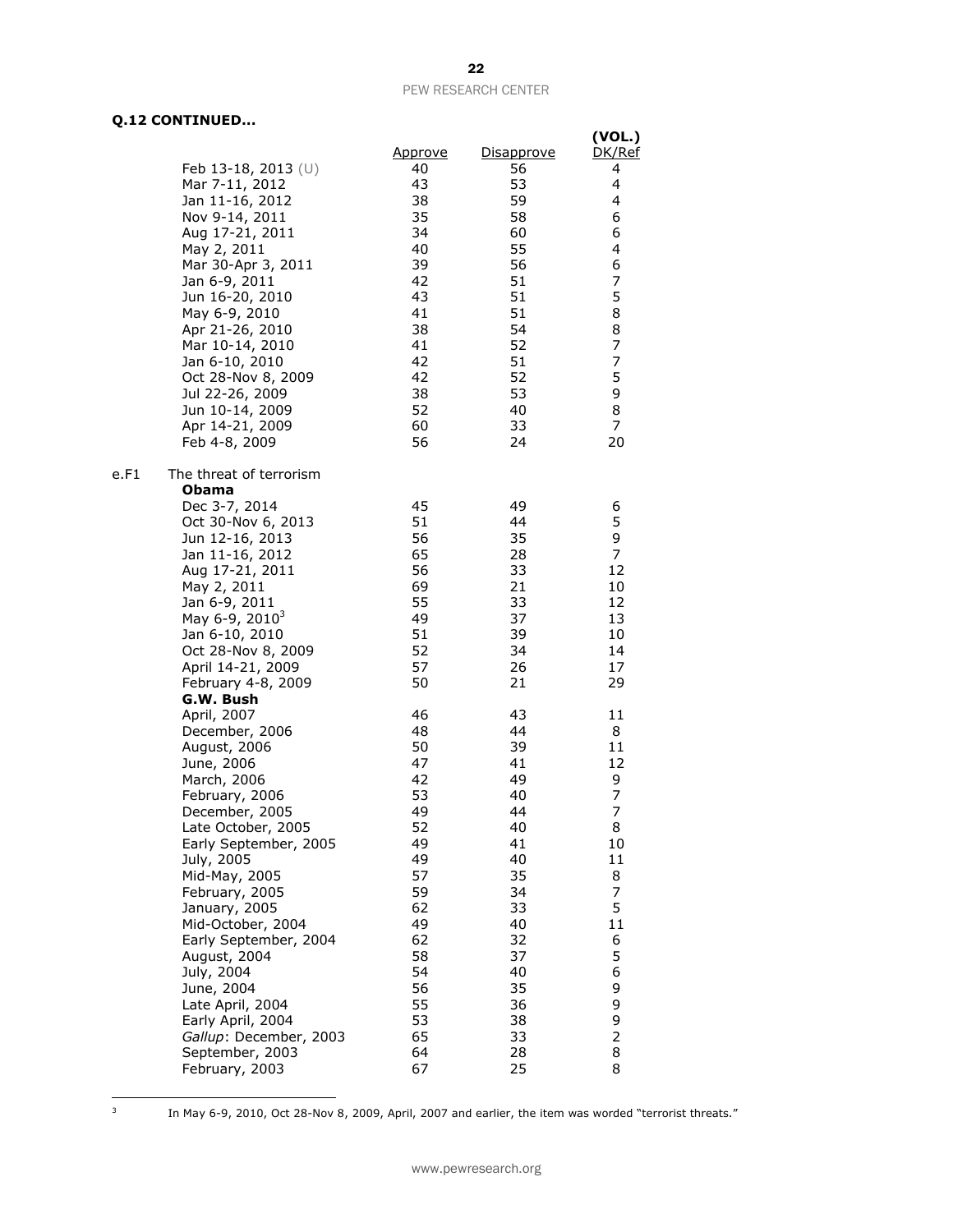**Q.12 CONTINUED…**

| | | Approve | Disapprove | (VOL.) DK/Ref |
|---|---|---|---|---|
| | Feb 13-18, 2013 (U) | 40 | 56 | 4 |
| | Mar 7-11, 2012 | 43 | 53 | 4 |
| | Jan 11-16, 2012 | 38 | 59 | 4 |
| | Nov 9-14, 2011 | 35 | 58 | 6 |
| | Aug 17-21, 2011 | 34 | 60 | 6 |
| | May 2, 2011 | 40 | 55 | 4 |
| | Mar 30-Apr 3, 2011 | 39 | 56 | 6 |
| | Jan 6-9, 2011 | 42 | 51 | 7 |
| | Jun 16-20, 2010 | 43 | 51 | 5 |
| | May 6-9, 2010 | 41 | 51 | 8 |
| | Apr 21-26, 2010 | 38 | 54 | 8 |
| | Mar 10-14, 2010 | 41 | 52 | 7 |
| | Jan 6-10, 2010 | 42 | 51 | 7 |
| | Oct 28-Nov 8, 2009 | 42 | 52 | 5 |
| | Jul 22-26, 2009 | 38 | 53 | 9 |
| | Jun 10-14, 2009 | 52 | 40 | 8 |
| | Apr 14-21, 2009 | 60 | 33 | 7 |
| | Feb 4-8, 2009 | 56 | 24 | 20 |
| e.F1 | The threat of terrorism | | | |
| | **Obama** | | | |
| | Dec 3-7, 2014 | 45 | 49 | 6 |
| | Oct 30-Nov 6, 2013 | 51 | 44 | 5 |
| | Jun 12-16, 2013 | 56 | 35 | 9 |
| | Jan 11-16, 2012 | 65 | 28 | 7 |
| | Aug 17-21, 2011 | 56 | 33 | 12 |
| | May 2, 2011 | 69 | 21 | 10 |
| | Jan 6-9, 2011 | 55 | 33 | 12 |
| | May 6-9, 2010[3] | 49 | 37 | 13 |
| | Jan 6-10, 2010 | 51 | 39 | 10 |
| | Oct 28-Nov 8, 2009 | 52 | 34 | 14 |
| | April 14-21, 2009 | 57 | 26 | 17 |
| | February 4-8, 2009 | 50 | 21 | 29 |
| | **G.W. Bush** | | | |
| | April, 2007 | 46 | 43 | 11 |
| | December, 2006 | 48 | 44 | 8 |
| | August, 2006 | 50 | 39 | 11 |
| | June, 2006 | 47 | 41 | 12 |
| | March, 2006 | 42 | 49 | 9 |
| | February, 2006 | 53 | 40 | 7 |
| | December, 2005 | 49 | 44 | 7 |
| | Late October, 2005 | 52 | 40 | 8 |
| | Early September, 2005 | 49 | 41 | 10 |
| | July, 2005 | 49 | 40 | 11 |
| | Mid-May, 2005 | 57 | 35 | 8 |
| | February, 2005 | 59 | 34 | 7 |
| | January, 2005 | 62 | 33 | 5 |
| | Mid-October, 2004 | 49 | 40 | 11 |
| | Early September, 2004 | 62 | 32 | 6 |
| | August, 2004 | 58 | 37 | 5 |
| | July, 2004 | 54 | 40 | 6 |
| | June, 2004 | 56 | 35 | 9 |
| | Late April, 2004 | 55 | 36 | 9 |
| | Early April, 2004 | 53 | 38 | 9 |
| | *Gallup*: December, 2003 | 65 | 33 | 2 |
| | September, 2003 | 64 | 28 | 8 |
| | February, 2003 | 67 | 25 | 8 |

[3] In May 6-9, 2010, Oct 28-Nov 8, 2009, April, 2007 and earlier, the item was worded "terrorist threats."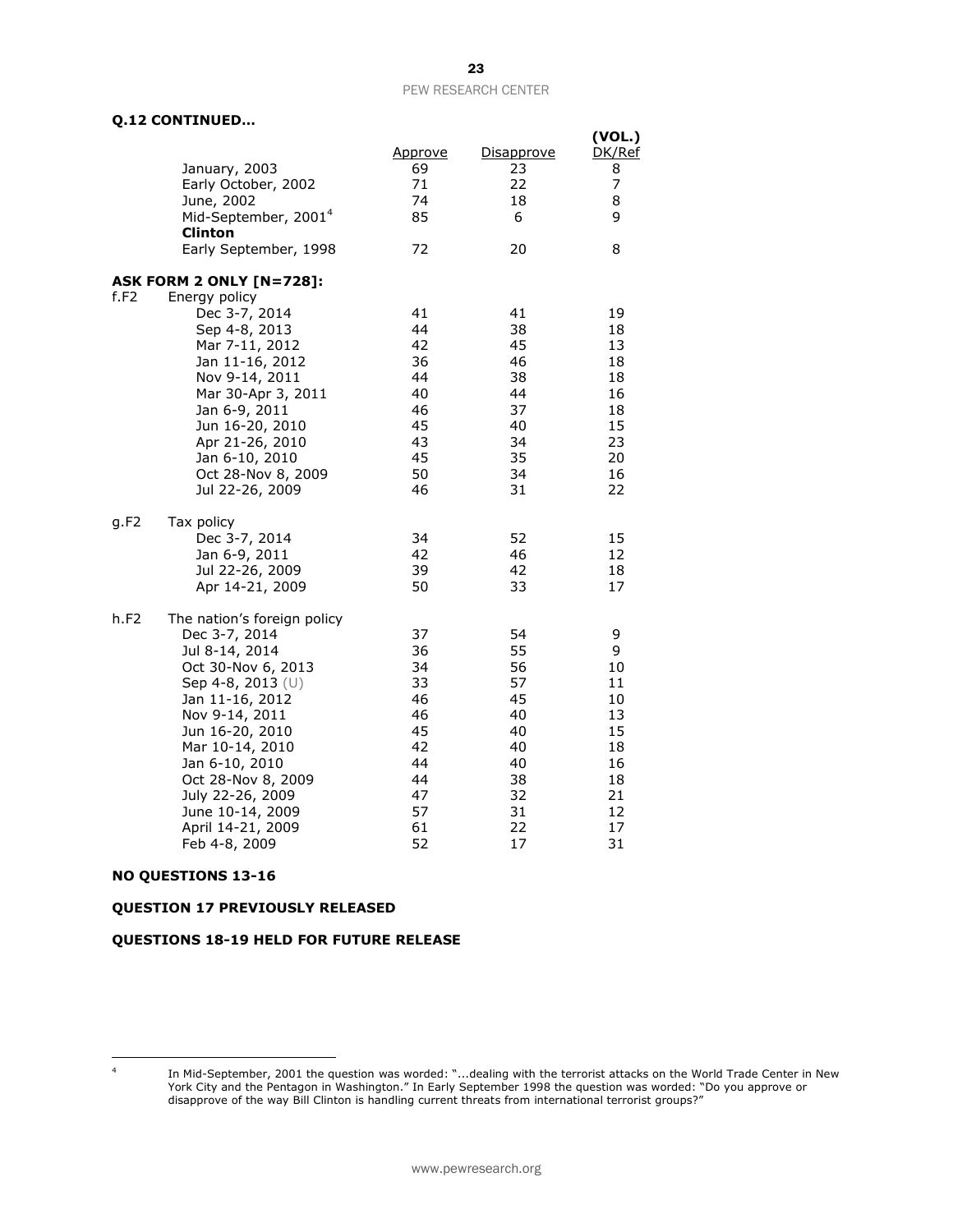**Q.12 CONTINUED...**

| | | Approve | Disapprove | (VOL.) DK/Ref |
|---|---|---|---|---|
| | January, 2003 | 69 | 23 | 8 |
| | Early October, 2002 | 71 | 22 | 7 |
| | June, 2002 | 74 | 18 | 8 |
| | Mid-September, 2001[4] | 85 | 6 | 9 |
| | **Clinton** | | | |
| | Early September, 1998 | 72 | 20 | 8 |
| | | | | |
| **ASK FORM 2 ONLY [N=728]:** | | | | |
| f.F2 | Energy policy | | | |
| | Dec 3-7, 2014 | 41 | 41 | 19 |
| | Sep 4-8, 2013 | 44 | 38 | 18 |
| | Mar 7-11, 2012 | 42 | 45 | 13 |
| | Jan 11-16, 2012 | 36 | 46 | 18 |
| | Nov 9-14, 2011 | 44 | 38 | 18 |
| | Mar 30-Apr 3, 2011 | 40 | 44 | 16 |
| | Jan 6-9, 2011 | 46 | 37 | 18 |
| | Jun 16-20, 2010 | 45 | 40 | 15 |
| | Apr 21-26, 2010 | 43 | 34 | 23 |
| | Jan 6-10, 2010 | 45 | 35 | 20 |
| | Oct 28-Nov 8, 2009 | 50 | 34 | 16 |
| | Jul 22-26, 2009 | 46 | 31 | 22 |
| | | | | |
| g.F2 | Tax policy | | | |
| | Dec 3-7, 2014 | 34 | 52 | 15 |
| | Jan 6-9, 2011 | 42 | 46 | 12 |
| | Jul 22-26, 2009 | 39 | 42 | 18 |
| | Apr 14-21, 2009 | 50 | 33 | 17 |
| | | | | |
| h.F2 | The nation's foreign policy | | | |
| | Dec 3-7, 2014 | 37 | 54 | 9 |
| | Jul 8-14, 2014 | 36 | 55 | 9 |
| | Oct 30-Nov 6, 2013 | 34 | 56 | 10 |
| | Sep 4-8, 2013 (U) | 33 | 57 | 11 |
| | Jan 11-16, 2012 | 46 | 45 | 10 |
| | Nov 9-14, 2011 | 46 | 40 | 13 |
| | Jun 16-20, 2010 | 45 | 40 | 15 |
| | Mar 10-14, 2010 | 42 | 40 | 18 |
| | Jan 6-10, 2010 | 44 | 40 | 16 |
| | Oct 28-Nov 8, 2009 | 44 | 38 | 18 |
| | July 22-26, 2009 | 47 | 32 | 21 |
| | June 10-14, 2009 | 57 | 31 | 12 |
| | April 14-21, 2009 | 61 | 22 | 17 |
| | Feb 4-8, 2009 | 52 | 17 | 31 |

**NO QUESTIONS 13-16**

**QUESTION 17 PREVIOUSLY RELEASED**

**QUESTIONS 18-19 HELD FOR FUTURE RELEASE**

[4] In Mid-September, 2001 the question was worded: "...dealing with the terrorist attacks on the World Trade Center in New York City and the Pentagon in Washington." In Early September 1998 the question was worded: "Do you approve or disapprove of the way Bill Clinton is handling current threats from international terrorist groups?"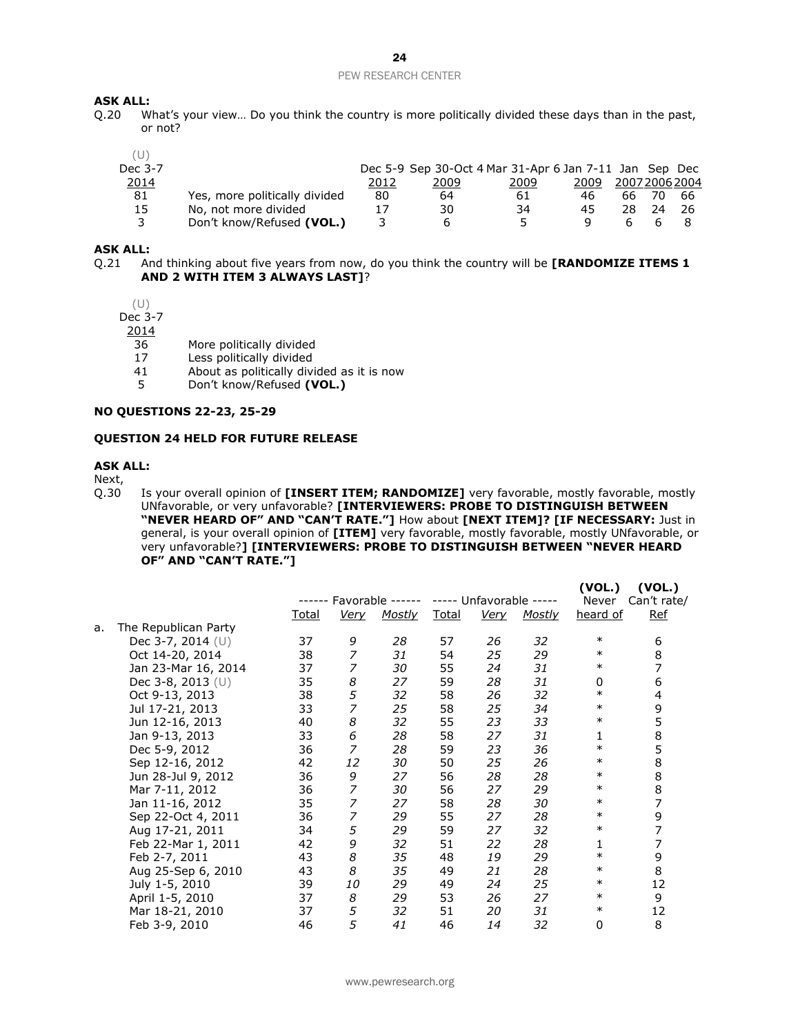**ASK ALL:**

Q.20 What's your view… Do you think the country is more politically divided these days than in the past, or not?

| (U) Dec 3-7 2014 | | Dec 5-9 2012 | Sep 30-Oct 4 2009 | Mar 31-Apr 6 2009 | Jan 7-11 2009 | Jan 2007 | Sep 2006 | Dec 2004 |
|---|---|---|---|---|---|---|---|---|
| 81 | Yes, more politically divided | 80 | 64 | 61 | 46 | 66 | 70 | 66 |
| 15 | No, not more divided | 17 | 30 | 34 | 45 | 28 | 24 | 26 |
| 3 | Don't know/Refused **(VOL.)** | 3 | 6 | 5 | 9 | 6 | 6 | 8 |

**ASK ALL:**

Q.21 And thinking about five years from now, do you think the country will be **[RANDOMIZE ITEMS 1 AND 2 WITH ITEM 3 ALWAYS LAST]**?

| (U) Dec 3-7 2014 | |
|---|---|
| 36 | More politically divided |
| 17 | Less politically divided |
| 41 | About as politically divided as it is now |
| 5 | Don't know/Refused **(VOL.)** |

**NO QUESTIONS 22-23, 25-29**

**QUESTION 24 HELD FOR FUTURE RELEASE**

**ASK ALL:**

Next,

Q.30 Is your overall opinion of **[INSERT ITEM; RANDOMIZE]** very favorable, mostly favorable, mostly UNfavorable, or very unfavorable? **[INTERVIEWERS: PROBE TO DISTINGUISH BETWEEN "NEVER HEARD OF" AND "CAN'T RATE."]** How about **[NEXT ITEM]? [IF NECESSARY:** Just in general, is your overall opinion of **[ITEM]** very favorable, mostly favorable, mostly UNfavorable, or very unfavorable?**] [INTERVIEWERS: PROBE TO DISTINGUISH BETWEEN "NEVER HEARD OF" AND "CAN'T RATE."]**

| | ------ Favorable ------ | | | ----- Unfavorable ----- | | | **(VOL.)** Never | **(VOL.)** Can't rate/ |
|---|---|---|---|---|---|---|---|---|
| | Total | *Very* | *Mostly* | Total | *Very* | *Mostly* | heard of | Ref |
| a. The Republican Party | | | | | | | | |
| Dec 3-7, 2014 (U) | 37 | *9* | *28* | 57 | *26* | *32* | * | 6 |
| Oct 14-20, 2014 | 38 | *7* | *31* | 54 | *25* | *29* | * | 8 |
| Jan 23-Mar 16, 2014 | 37 | *7* | *30* | 55 | *24* | *31* | * | 7 |
| Dec 3-8, 2013 (U) | 35 | *8* | *27* | 59 | *28* | *31* | 0 | 6 |
| Oct 9-13, 2013 | 38 | *5* | *32* | 58 | *26* | *32* | * | 4 |
| Jul 17-21, 2013 | 33 | *7* | *25* | 58 | *25* | *34* | * | 9 |
| Jun 12-16, 2013 | 40 | *8* | *32* | 55 | *23* | *33* | * | 5 |
| Jan 9-13, 2013 | 33 | *6* | *28* | 58 | *27* | *31* | 1 | 8 |
| Dec 5-9, 2012 | 36 | *7* | *28* | 59 | *23* | *36* | * | 5 |
| Sep 12-16, 2012 | 42 | *12* | *30* | 50 | *25* | *26* | * | 8 |
| Jun 28-Jul 9, 2012 | 36 | *9* | *27* | 56 | *28* | *28* | * | 8 |
| Mar 7-11, 2012 | 36 | *7* | *30* | 56 | *27* | *29* | * | 8 |
| Jan 11-16, 2012 | 35 | *7* | *27* | 58 | *28* | *30* | * | 7 |
| Sep 22-Oct 4, 2011 | 36 | *7* | *29* | 55 | *27* | *28* | * | 9 |
| Aug 17-21, 2011 | 34 | *5* | *29* | 59 | *27* | *32* | * | 7 |
| Feb 22-Mar 1, 2011 | 42 | *9* | *32* | 51 | *22* | *28* | 1 | 7 |
| Feb 2-7, 2011 | 43 | *8* | *35* | 48 | *19* | *29* | * | 9 |
| Aug 25-Sep 6, 2010 | 43 | *8* | *35* | 49 | *21* | *28* | * | 8 |
| July 1-5, 2010 | 39 | *10* | *29* | 49 | *24* | *25* | * | 12 |
| April 1-5, 2010 | 37 | *8* | *29* | 53 | *26* | *27* | * | 9 |
| Mar 18-21, 2010 | 37 | *5* | *32* | 51 | *20* | *31* | * | 12 |
| Feb 3-9, 2010 | 46 | *5* | *41* | 46 | *14* | *32* | 0 | 8 |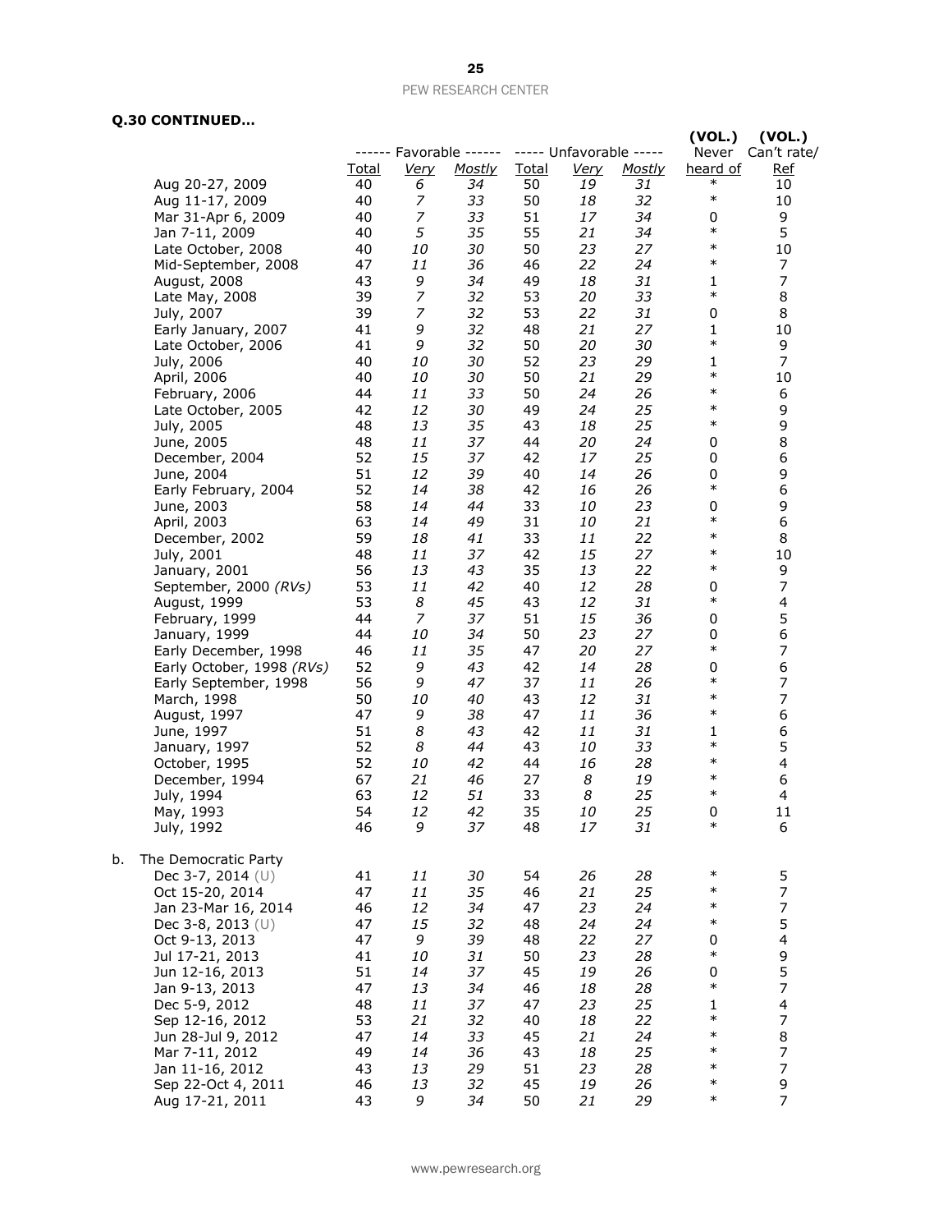**Q.30 CONTINUED…**

| | ------ Favorable ------ | | | ----- Unfavorable ----- | | | (VOL.) Never heard of | (VOL.) Can't rate/ Ref |
|---|---|---|---|---|---|---|---|---|
| | Total | *Very* | *Mostly* | Total | *Very* | *Mostly* | | |
| Aug 20-27, 2009 | 40 | *6* | *34* | 50 | *19* | *31* | * | 10 |
| Aug 11-17, 2009 | 40 | *7* | *33* | 50 | *18* | *32* | * | 10 |
| Mar 31-Apr 6, 2009 | 40 | *7* | *33* | 51 | *17* | *34* | 0 | 9 |
| Jan 7-11, 2009 | 40 | *5* | *35* | 55 | *21* | *34* | * | 5 |
| Late October, 2008 | 40 | *10* | *30* | 50 | *23* | *27* | * | 10 |
| Mid-September, 2008 | 47 | *11* | *36* | 46 | *22* | *24* | * | 7 |
| August, 2008 | 43 | *9* | *34* | 49 | *18* | *31* | 1 | 7 |
| Late May, 2008 | 39 | *7* | *32* | 53 | *20* | *33* | * | 8 |
| July, 2007 | 39 | *7* | *32* | 53 | *22* | *31* | 0 | 8 |
| Early January, 2007 | 41 | *9* | *32* | 48 | *21* | *27* | 1 | 10 |
| Late October, 2006 | 41 | *9* | *32* | 50 | *20* | *30* | * | 9 |
| July, 2006 | 40 | *10* | *30* | 52 | *23* | *29* | 1 | 7 |
| April, 2006 | 40 | *10* | *30* | 50 | *21* | *29* | * | 10 |
| February, 2006 | 44 | *11* | *33* | 50 | *24* | *26* | * | 6 |
| Late October, 2005 | 42 | *12* | *30* | 49 | *24* | *25* | * | 9 |
| July, 2005 | 48 | *13* | *35* | 43 | *18* | *25* | * | 9 |
| June, 2005 | 48 | *11* | *37* | 44 | *20* | *24* | 0 | 8 |
| December, 2004 | 52 | *15* | *37* | 42 | *17* | *25* | 0 | 6 |
| June, 2004 | 51 | *12* | *39* | 40 | *14* | *26* | 0 | 9 |
| Early February, 2004 | 52 | *14* | *38* | 42 | *16* | *26* | * | 6 |
| June, 2003 | 58 | *14* | *44* | 33 | *10* | *23* | 0 | 9 |
| April, 2003 | 63 | *14* | *49* | 31 | *10* | *21* | * | 6 |
| December, 2002 | 59 | *18* | *41* | 33 | *11* | *22* | * | 8 |
| July, 2001 | 48 | *11* | *37* | 42 | *15* | *27* | * | 10 |
| January, 2001 | 56 | *13* | *43* | 35 | *13* | *22* | * | 9 |
| September, 2000 *(RVs)* | 53 | *11* | *42* | 40 | *12* | *28* | 0 | 7 |
| August, 1999 | 53 | *8* | *45* | 43 | *12* | *31* | * | 4 |
| February, 1999 | 44 | *7* | *37* | 51 | *15* | *36* | 0 | 5 |
| January, 1999 | 44 | *10* | *34* | 50 | *23* | *27* | 0 | 6 |
| Early December, 1998 | 46 | *11* | *35* | 47 | *20* | *27* | * | 7 |
| Early October, 1998 *(RVs)* | 52 | *9* | *43* | 42 | *14* | *28* | 0 | 6 |
| Early September, 1998 | 56 | *9* | *47* | 37 | *11* | *26* | * | 7 |
| March, 1998 | 50 | *10* | *40* | 43 | *12* | *31* | * | 7 |
| August, 1997 | 47 | *9* | *38* | 47 | *11* | *36* | * | 6 |
| June, 1997 | 51 | *8* | *43* | 42 | *11* | *31* | 1 | 6 |
| January, 1997 | 52 | *8* | *44* | 43 | *10* | *33* | * | 5 |
| October, 1995 | 52 | *10* | *42* | 44 | *16* | *28* | * | 4 |
| December, 1994 | 67 | *21* | *46* | 27 | *8* | *19* | * | 6 |
| July, 1994 | 63 | *12* | *51* | 33 | *8* | *25* | * | 4 |
| May, 1993 | 54 | *12* | *42* | 35 | *10* | *25* | 0 | 11 |
| July, 1992 | 46 | *9* | *37* | 48 | *17* | *31* | * | 6 |
| b. The Democratic Party | | | | | | | | |
| Dec 3-7, 2014 (U) | 41 | *11* | *30* | 54 | *26* | *28* | * | 5 |
| Oct 15-20, 2014 | 47 | *11* | *35* | 46 | *21* | *25* | * | 7 |
| Jan 23-Mar 16, 2014 | 46 | *12* | *34* | 47 | *23* | *24* | * | 7 |
| Dec 3-8, 2013 (U) | 47 | *15* | *32* | 48 | *24* | *24* | * | 5 |
| Oct 9-13, 2013 | 47 | *9* | *39* | 48 | *22* | *27* | 0 | 4 |
| Jul 17-21, 2013 | 41 | *10* | *31* | 50 | *23* | *28* | * | 9 |
| Jun 12-16, 2013 | 51 | *14* | *37* | 45 | *19* | *26* | 0 | 5 |
| Jan 9-13, 2013 | 47 | *13* | *34* | 46 | *18* | *28* | * | 7 |
| Dec 5-9, 2012 | 48 | *11* | *37* | 47 | *23* | *25* | 1 | 4 |
| Sep 12-16, 2012 | 53 | *21* | *32* | 40 | *18* | *22* | * | 7 |
| Jun 28-Jul 9, 2012 | 47 | *14* | *33* | 45 | *21* | *24* | * | 8 |
| Mar 7-11, 2012 | 49 | *14* | *36* | 43 | *18* | *25* | * | 7 |
| Jan 11-16, 2012 | 43 | *13* | *29* | 51 | *23* | *28* | * | 7 |
| Sep 22-Oct 4, 2011 | 46 | *13* | *32* | 45 | *19* | *26* | * | 9 |
| Aug 17-21, 2011 | 43 | *9* | *34* | 50 | *21* | *29* | * | 7 |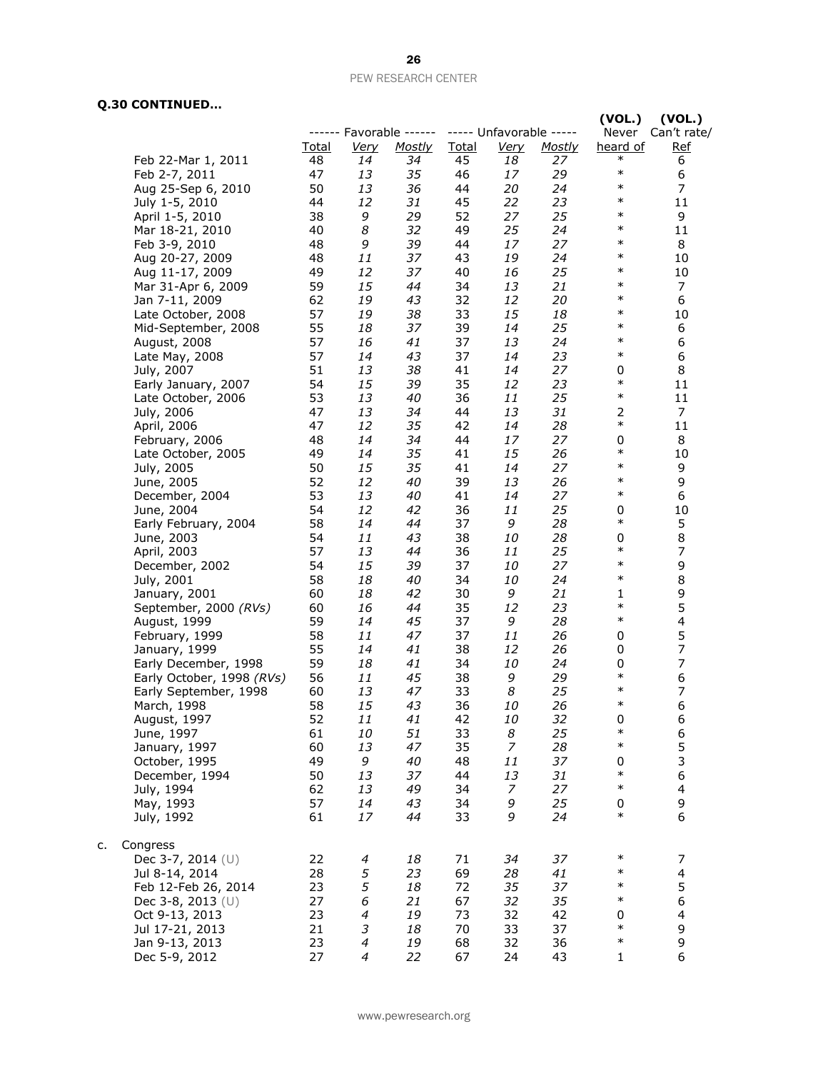**Q.30 CONTINUED…**

| | ------ Favorable ------ | | | ----- Unfavorable ----- | | | (VOL.) Never heard of | (VOL.) Can't rate/ Ref |
|---|---|---|---|---|---|---|---|---|
| | Total | *Very* | *Mostly* | Total | *Very* | *Mostly* | | |
| Feb 22-Mar 1, 2011 | 48 | *14* | *34* | 45 | *18* | *27* | * | 6 |
| Feb 2-7, 2011 | 47 | *13* | *35* | 46 | *17* | *29* | * | 6 |
| Aug 25-Sep 6, 2010 | 50 | *13* | *36* | 44 | *20* | *24* | * | 7 |
| July 1-5, 2010 | 44 | *12* | *31* | 45 | *22* | *23* | * | 11 |
| April 1-5, 2010 | 38 | *9* | *29* | 52 | *27* | *25* | * | 9 |
| Mar 18-21, 2010 | 40 | *8* | *32* | 49 | *25* | *24* | * | 11 |
| Feb 3-9, 2010 | 48 | *9* | *39* | 44 | *17* | *27* | * | 8 |
| Aug 20-27, 2009 | 48 | *11* | *37* | 43 | *19* | *24* | * | 10 |
| Aug 11-17, 2009 | 49 | *12* | *37* | 40 | *16* | *25* | * | 10 |
| Mar 31-Apr 6, 2009 | 59 | *15* | *44* | 34 | *13* | *21* | * | 7 |
| Jan 7-11, 2009 | 62 | *19* | *43* | 32 | *12* | *20* | * | 6 |
| Late October, 2008 | 57 | *19* | *38* | 33 | *15* | *18* | * | 10 |
| Mid-September, 2008 | 55 | *18* | *37* | 39 | *14* | *25* | * | 6 |
| August, 2008 | 57 | *16* | *41* | 37 | *13* | *24* | * | 6 |
| Late May, 2008 | 57 | *14* | *43* | 37 | *14* | *23* | * | 6 |
| July, 2007 | 51 | *13* | *38* | 41 | *14* | *27* | 0 | 8 |
| Early January, 2007 | 54 | *15* | *39* | 35 | *12* | *23* | * | 11 |
| Late October, 2006 | 53 | *13* | *40* | 36 | *11* | *25* | * | 11 |
| July, 2006 | 47 | *13* | *34* | 44 | *13* | *31* | 2 | 7 |
| April, 2006 | 47 | *12* | *35* | 42 | *14* | *28* | * | 11 |
| February, 2006 | 48 | *14* | *34* | 44 | *17* | *27* | 0 | 8 |
| Late October, 2005 | 49 | *14* | *35* | 41 | *15* | *26* | * | 10 |
| July, 2005 | 50 | *15* | *35* | 41 | *14* | *27* | * | 9 |
| June, 2005 | 52 | *12* | *40* | 39 | *13* | *26* | * | 9 |
| December, 2004 | 53 | *13* | *40* | 41 | *14* | *27* | * | 6 |
| June, 2004 | 54 | *12* | *42* | 36 | *11* | *25* | 0 | 10 |
| Early February, 2004 | 58 | *14* | *44* | 37 | *9* | *28* | * | 5 |
| June, 2003 | 54 | *11* | *43* | 38 | *10* | *28* | 0 | 8 |
| April, 2003 | 57 | *13* | *44* | 36 | *11* | *25* | * | 7 |
| December, 2002 | 54 | *15* | *39* | 37 | *10* | *27* | * | 9 |
| July, 2001 | 58 | *18* | *40* | 34 | *10* | *24* | * | 8 |
| January, 2001 | 60 | *18* | *42* | 30 | *9* | *21* | 1 | 9 |
| September, 2000 *(RVs)* | 60 | *16* | *44* | 35 | *12* | *23* | * | 5 |
| August, 1999 | 59 | *14* | *45* | 37 | *9* | *28* | * | 4 |
| February, 1999 | 58 | *11* | *47* | 37 | *11* | *26* | 0 | 5 |
| January, 1999 | 55 | *14* | *41* | 38 | *12* | *26* | 0 | 7 |
| Early December, 1998 | 59 | *18* | *41* | 34 | *10* | *24* | 0 | 7 |
| Early October, 1998 *(RVs)* | 56 | *11* | *45* | 38 | *9* | *29* | * | 6 |
| Early September, 1998 | 60 | *13* | *47* | 33 | *8* | *25* | * | 7 |
| March, 1998 | 58 | *15* | *43* | 36 | *10* | *26* | * | 6 |
| August, 1997 | 52 | *11* | *41* | 42 | *10* | *32* | 0 | 6 |
| June, 1997 | 61 | *10* | *51* | 33 | *8* | *25* | * | 6 |
| January, 1997 | 60 | *13* | *47* | 35 | *7* | *28* | * | 5 |
| October, 1995 | 49 | *9* | *40* | 48 | *11* | *37* | 0 | 3 |
| December, 1994 | 50 | *13* | *37* | 44 | *13* | *31* | * | 6 |
| July, 1994 | 62 | *13* | *49* | 34 | *7* | *27* | * | 4 |
| May, 1993 | 57 | *14* | *43* | 34 | *9* | *25* | 0 | 9 |
| July, 1992 | 61 | *17* | *44* | 33 | *9* | *24* | * | 6 |
| c. Congress | | | | | | | | |
| Dec 3-7, 2014 (U) | 22 | *4* | *18* | 71 | *34* | *37* | * | 7 |
| Jul 8-14, 2014 | 28 | *5* | *23* | 69 | *28* | *41* | * | 4 |
| Feb 12-Feb 26, 2014 | 23 | *5* | *18* | 72 | *35* | *37* | * | 5 |
| Dec 3-8, 2013 (U) | 27 | *6* | *21* | 67 | *32* | *35* | * | 6 |
| Oct 9-13, 2013 | 23 | *4* | *19* | 73 | 32 | 42 | 0 | 4 |
| Jul 17-21, 2013 | 21 | *3* | *18* | 70 | 33 | 37 | * | 9 |
| Jan 9-13, 2013 | 23 | *4* | *19* | 68 | 32 | 36 | * | 9 |
| Dec 5-9, 2012 | 27 | *4* | *22* | 67 | 24 | 43 | 1 | 6 |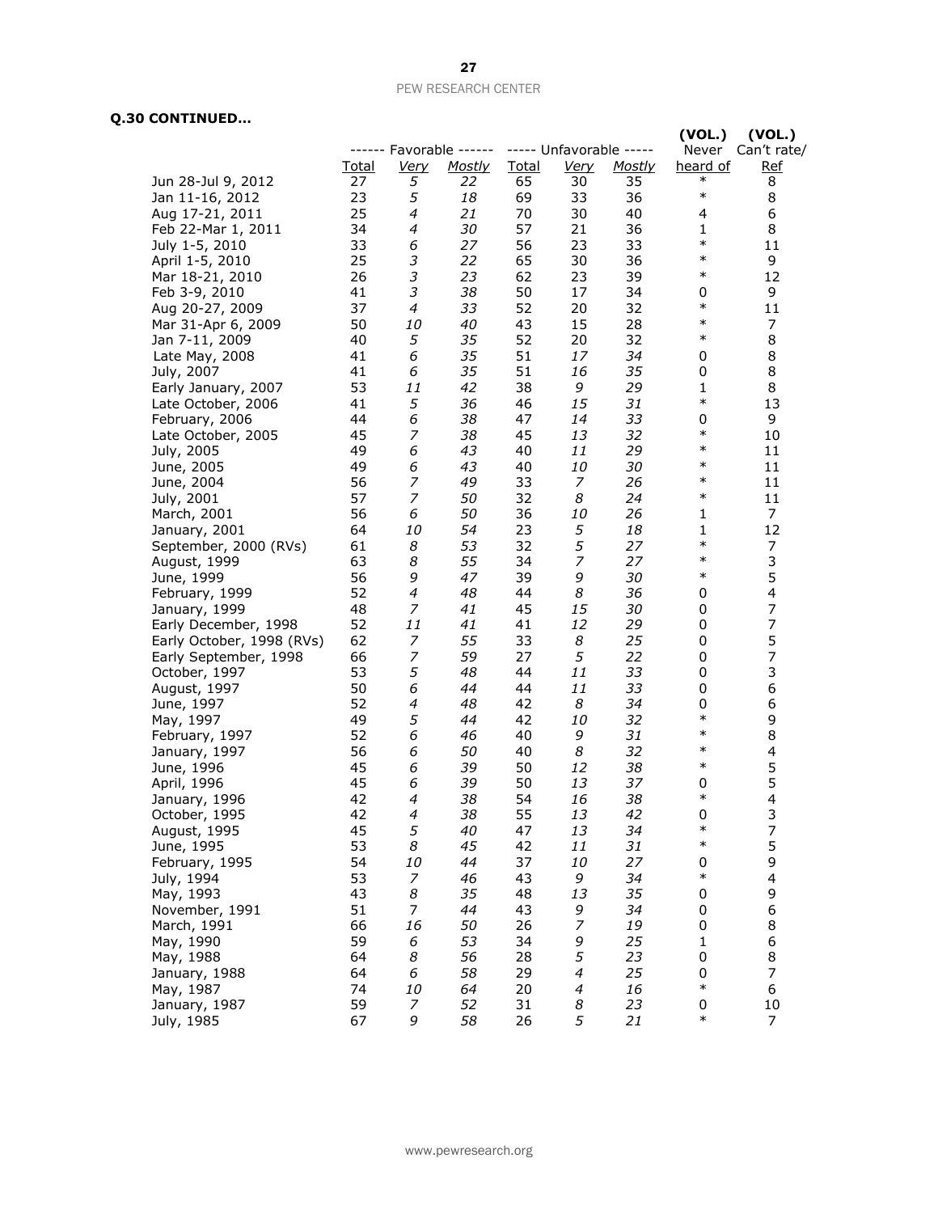**Q.30 CONTINUED…**

| | ------ Favorable ------ | | | ----- Unfavorable ----- | | | (VOL.) Never | (VOL.) Can't rate/ |
|---|---|---|---|---|---|---|---|---|
| | Total | Very | Mostly | Total | Very | Mostly | heard of | Ref |
| Jun 28-Jul 9, 2012 | 27 | 5 | 22 | 65 | 30 | 35 | * | 8 |
| Jan 11-16, 2012 | 23 | 5 | 18 | 69 | 33 | 36 | * | 8 |
| Aug 17-21, 2011 | 25 | 4 | 21 | 70 | 30 | 40 | 4 | 6 |
| Feb 22-Mar 1, 2011 | 34 | 4 | 30 | 57 | 21 | 36 | 1 | 8 |
| July 1-5, 2010 | 33 | 6 | 27 | 56 | 23 | 33 | * | 11 |
| April 1-5, 2010 | 25 | 3 | 22 | 65 | 30 | 36 | * | 9 |
| Mar 18-21, 2010 | 26 | 3 | 23 | 62 | 23 | 39 | * | 12 |
| Feb 3-9, 2010 | 41 | 3 | 38 | 50 | 17 | 34 | 0 | 9 |
| Aug 20-27, 2009 | 37 | 4 | 33 | 52 | 20 | 32 | * | 11 |
| Mar 31-Apr 6, 2009 | 50 | 10 | 40 | 43 | 15 | 28 | * | 7 |
| Jan 7-11, 2009 | 40 | 5 | 35 | 52 | 20 | 32 | * | 8 |
| Late May, 2008 | 41 | 6 | 35 | 51 | 17 | 34 | 0 | 8 |
| July, 2007 | 41 | 6 | 35 | 51 | 16 | 35 | 0 | 8 |
| Early January, 2007 | 53 | 11 | 42 | 38 | 9 | 29 | 1 | 8 |
| Late October, 2006 | 41 | 5 | 36 | 46 | 15 | 31 | * | 13 |
| February, 2006 | 44 | 6 | 38 | 47 | 14 | 33 | 0 | 9 |
| Late October, 2005 | 45 | 7 | 38 | 45 | 13 | 32 | * | 10 |
| July, 2005 | 49 | 6 | 43 | 40 | 11 | 29 | * | 11 |
| June, 2005 | 49 | 6 | 43 | 40 | 10 | 30 | * | 11 |
| June, 2004 | 56 | 7 | 49 | 33 | 7 | 26 | * | 11 |
| July, 2001 | 57 | 7 | 50 | 32 | 8 | 24 | * | 11 |
| March, 2001 | 56 | 6 | 50 | 36 | 10 | 26 | 1 | 7 |
| January, 2001 | 64 | 10 | 54 | 23 | 5 | 18 | 1 | 12 |
| September, 2000 (RVs) | 61 | 8 | 53 | 32 | 5 | 27 | * | 7 |
| August, 1999 | 63 | 8 | 55 | 34 | 7 | 27 | * | 3 |
| June, 1999 | 56 | 9 | 47 | 39 | 9 | 30 | * | 5 |
| February, 1999 | 52 | 4 | 48 | 44 | 8 | 36 | 0 | 4 |
| January, 1999 | 48 | 7 | 41 | 45 | 15 | 30 | 0 | 7 |
| Early December, 1998 | 52 | 11 | 41 | 41 | 12 | 29 | 0 | 7 |
| Early October, 1998 (RVs) | 62 | 7 | 55 | 33 | 8 | 25 | 0 | 5 |
| Early September, 1998 | 66 | 7 | 59 | 27 | 5 | 22 | 0 | 7 |
| October, 1997 | 53 | 5 | 48 | 44 | 11 | 33 | 0 | 3 |
| August, 1997 | 50 | 6 | 44 | 44 | 11 | 33 | 0 | 6 |
| June, 1997 | 52 | 4 | 48 | 42 | 8 | 34 | 0 | 6 |
| May, 1997 | 49 | 5 | 44 | 42 | 10 | 32 | * | 9 |
| February, 1997 | 52 | 6 | 46 | 40 | 9 | 31 | * | 8 |
| January, 1997 | 56 | 6 | 50 | 40 | 8 | 32 | * | 4 |
| June, 1996 | 45 | 6 | 39 | 50 | 12 | 38 | * | 5 |
| April, 1996 | 45 | 6 | 39 | 50 | 13 | 37 | 0 | 5 |
| January, 1996 | 42 | 4 | 38 | 54 | 16 | 38 | * | 4 |
| October, 1995 | 42 | 4 | 38 | 55 | 13 | 42 | 0 | 3 |
| August, 1995 | 45 | 5 | 40 | 47 | 13 | 34 | * | 7 |
| June, 1995 | 53 | 8 | 45 | 42 | 11 | 31 | * | 5 |
| February, 1995 | 54 | 10 | 44 | 37 | 10 | 27 | 0 | 9 |
| July, 1994 | 53 | 7 | 46 | 43 | 9 | 34 | * | 4 |
| May, 1993 | 43 | 8 | 35 | 48 | 13 | 35 | 0 | 9 |
| November, 1991 | 51 | 7 | 44 | 43 | 9 | 34 | 0 | 6 |
| March, 1991 | 66 | 16 | 50 | 26 | 7 | 19 | 0 | 8 |
| May, 1990 | 59 | 6 | 53 | 34 | 9 | 25 | 1 | 6 |
| May, 1988 | 64 | 8 | 56 | 28 | 5 | 23 | 0 | 8 |
| January, 1988 | 64 | 6 | 58 | 29 | 4 | 25 | 0 | 7 |
| May, 1987 | 74 | 10 | 64 | 20 | 4 | 16 | * | 6 |
| January, 1987 | 59 | 7 | 52 | 31 | 8 | 23 | 0 | 10 |
| July, 1985 | 67 | 9 | 58 | 26 | 5 | 21 | * | 7 |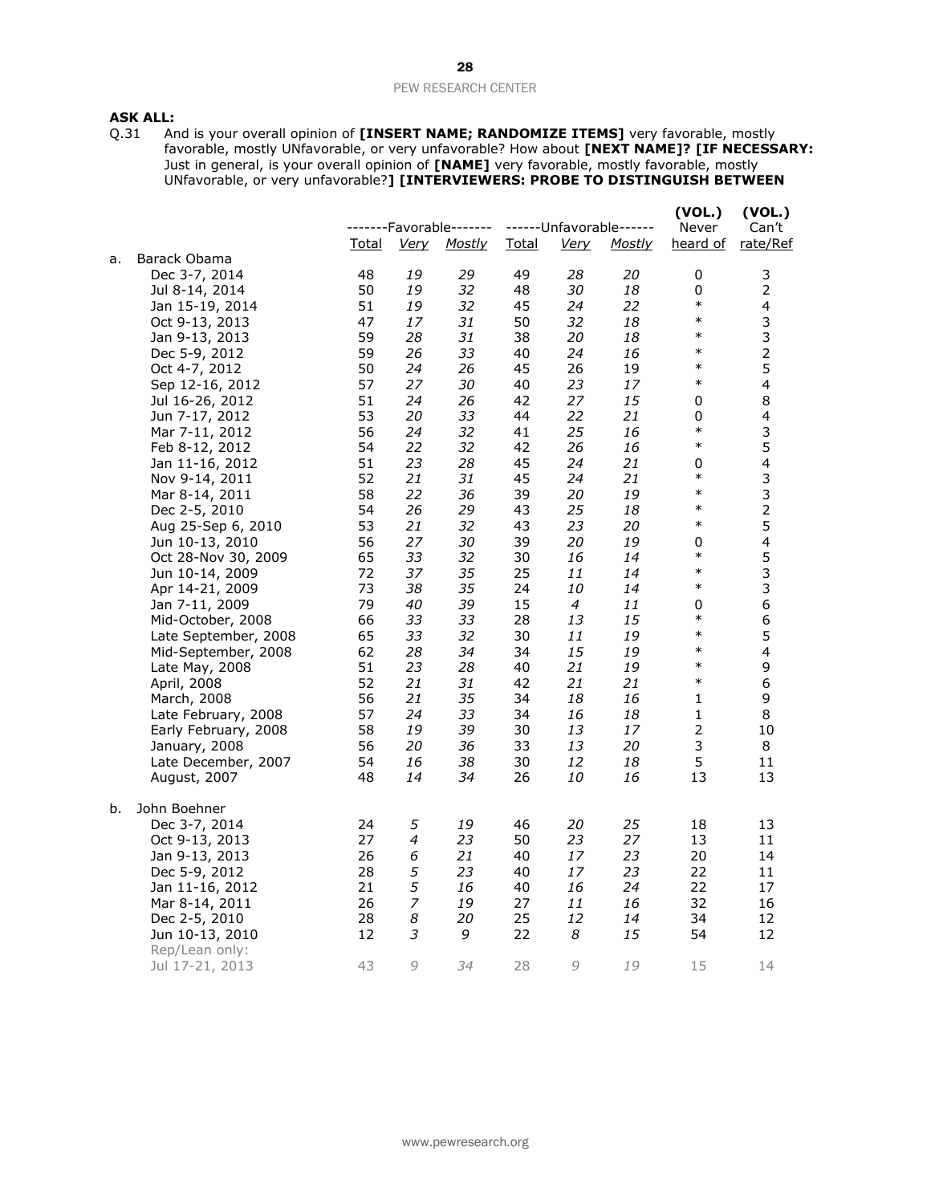**ASK ALL:**

Q.31 And is your overall opinion of **[INSERT NAME; RANDOMIZE ITEMS]** very favorable, mostly favorable, mostly UNfavorable, or very unfavorable? How about **[NEXT NAME]? [IF NECESSARY:** Just in general, is your overall opinion of **[NAME]** very favorable, mostly favorable, mostly UNfavorable, or very unfavorable?**] [INTERVIEWERS: PROBE TO DISTINGUISH BETWEEN**

| | Favorable Total | Favorable *Very* | Favorable *Mostly* | Unfavorable Total | Unfavorable *Very* | Unfavorable *Mostly* | (VOL.) Never heard of | (VOL.) Can't rate/Ref |
|---|---|---|---|---|---|---|---|---|
| a. Barack Obama | | | | | | | | |
| Dec 3-7, 2014 | 48 | *19* | *29* | 49 | *28* | *20* | 0 | 3 |
| Jul 8-14, 2014 | 50 | *19* | *32* | 48 | *30* | *18* | 0 | 2 |
| Jan 15-19, 2014 | 51 | *19* | *32* | 45 | *24* | *22* | * | 4 |
| Oct 9-13, 2013 | 47 | *17* | *31* | 50 | *32* | *18* | * | 3 |
| Jan 9-13, 2013 | 59 | *28* | *31* | 38 | *20* | *18* | * | 3 |
| Dec 5-9, 2012 | 59 | *26* | *33* | 40 | *24* | *16* | * | 2 |
| Oct 4-7, 2012 | 50 | *24* | *26* | 45 | 26 | 19 | * | 5 |
| Sep 12-16, 2012 | 57 | *27* | *30* | 40 | *23* | *17* | * | 4 |
| Jul 16-26, 2012 | 51 | *24* | *26* | 42 | *27* | *15* | 0 | 8 |
| Jun 7-17, 2012 | 53 | *20* | *33* | 44 | *22* | *21* | 0 | 4 |
| Mar 7-11, 2012 | 56 | *24* | *32* | 41 | *25* | *16* | * | 3 |
| Feb 8-12, 2012 | 54 | *22* | *32* | 42 | *26* | *16* | * | 5 |
| Jan 11-16, 2012 | 51 | *23* | *28* | 45 | *24* | *21* | 0 | 4 |
| Nov 9-14, 2011 | 52 | *21* | *31* | 45 | *24* | *21* | * | 3 |
| Mar 8-14, 2011 | 58 | *22* | *36* | 39 | *20* | *19* | * | 3 |
| Dec 2-5, 2010 | 54 | *26* | *29* | 43 | *25* | *18* | * | 2 |
| Aug 25-Sep 6, 2010 | 53 | *21* | *32* | 43 | *23* | *20* | * | 5 |
| Jun 10-13, 2010 | 56 | *27* | *30* | 39 | *20* | *19* | 0 | 4 |
| Oct 28-Nov 30, 2009 | 65 | *33* | *32* | 30 | *16* | *14* | * | 5 |
| Jun 10-14, 2009 | 72 | *37* | *35* | 25 | *11* | *14* | * | 3 |
| Apr 14-21, 2009 | 73 | *38* | *35* | 24 | *10* | *14* | * | 3 |
| Jan 7-11, 2009 | 79 | *40* | *39* | 15 | *4* | *11* | 0 | 6 |
| Mid-October, 2008 | 66 | *33* | *33* | 28 | *13* | *15* | * | 6 |
| Late September, 2008 | 65 | *33* | *32* | 30 | *11* | *19* | * | 5 |
| Mid-September, 2008 | 62 | *28* | *34* | 34 | *15* | *19* | * | 4 |
| Late May, 2008 | 51 | *23* | *28* | 40 | *21* | *19* | * | 9 |
| April, 2008 | 52 | *21* | *31* | 42 | *21* | *21* | * | 6 |
| March, 2008 | 56 | *21* | *35* | 34 | *18* | *16* | 1 | 9 |
| Late February, 2008 | 57 | *24* | *33* | 34 | *16* | *18* | 1 | 8 |
| Early February, 2008 | 58 | *19* | *39* | 30 | *13* | *17* | 2 | 10 |
| January, 2008 | 56 | *20* | *36* | 33 | *13* | *20* | 3 | 8 |
| Late December, 2007 | 54 | *16* | *38* | 30 | *12* | *18* | 5 | 11 |
| August, 2007 | 48 | *14* | *34* | 26 | *10* | *16* | 13 | 13 |
| b. John Boehner | | | | | | | | |
| Dec 3-7, 2014 | 24 | *5* | *19* | 46 | *20* | *25* | 18 | 13 |
| Oct 9-13, 2013 | 27 | *4* | *23* | 50 | *23* | *27* | 13 | 11 |
| Jan 9-13, 2013 | 26 | *6* | *21* | 40 | *17* | *23* | 20 | 14 |
| Dec 5-9, 2012 | 28 | *5* | *23* | 40 | *17* | *23* | 22 | 11 |
| Jan 11-16, 2012 | 21 | *5* | *16* | 40 | *16* | *24* | 22 | 17 |
| Mar 8-14, 2011 | 26 | *7* | *19* | 27 | *11* | *16* | 32 | 16 |
| Dec 2-5, 2010 | 28 | *8* | *20* | 25 | *12* | *14* | 34 | 12 |
| Jun 10-13, 2010 | 12 | *3* | *9* | 22 | *8* | *15* | 54 | 12 |
| Rep/Lean only: | | | | | | | | |
| Jul 17-21, 2013 | 43 | *9* | *34* | 28 | *9* | *19* | 15 | 14 |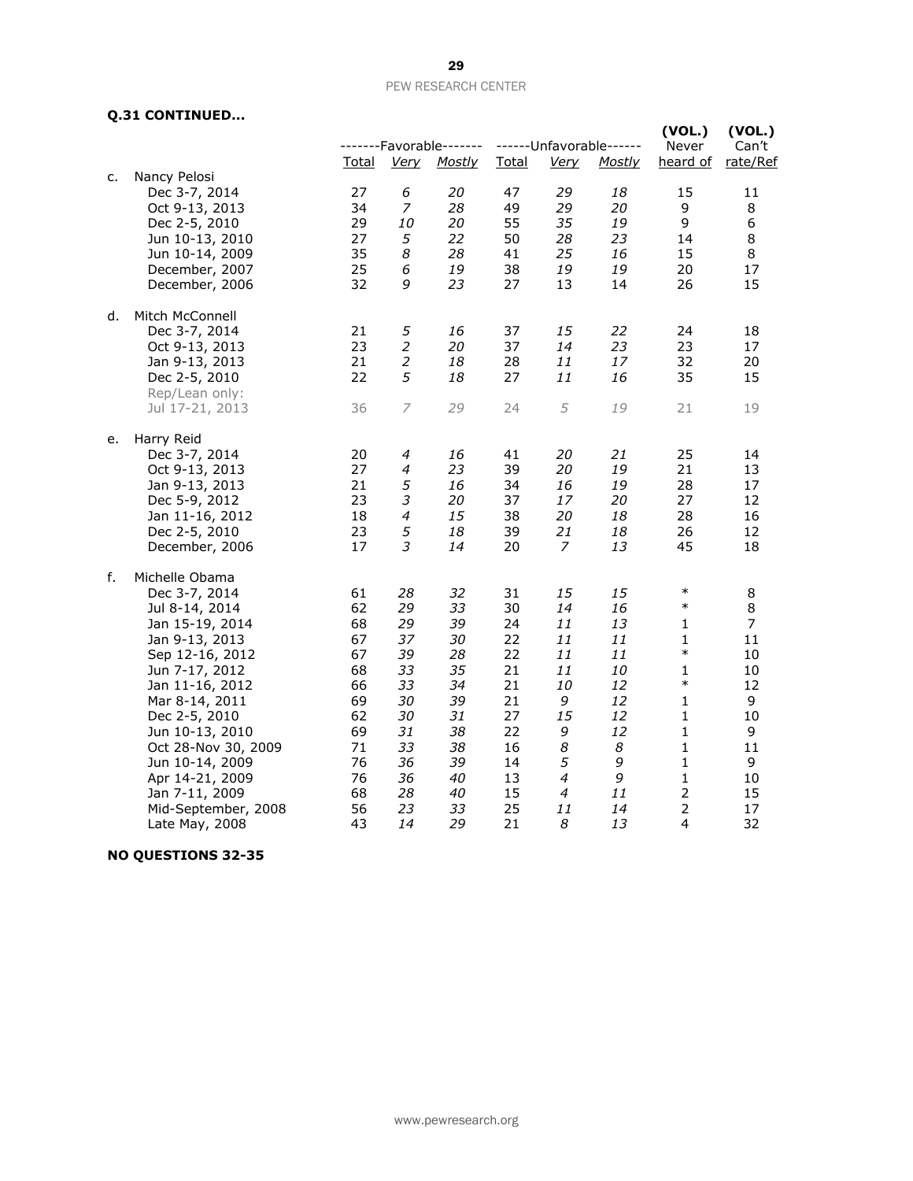**Q.31 CONTINUED...**

| | | -------Favorable------- | | | ------Unfavorable------ | | | (VOL.) Never | (VOL.) Can't |
|---|---|---|---|---|---|---|---|---|---|
| | | Total | *Very* | *Mostly* | Total | *Very* | *Mostly* | heard of | rate/Ref |
| c. | Nancy Pelosi | | | | | | | | |
| | Dec 3-7, 2014 | 27 | *6* | *20* | 47 | *29* | *18* | 15 | 11 |
| | Oct 9-13, 2013 | 34 | *7* | *28* | 49 | *29* | *20* | 9 | 8 |
| | Dec 2-5, 2010 | 29 | *10* | *20* | 55 | *35* | *19* | 9 | 6 |
| | Jun 10-13, 2010 | 27 | *5* | *22* | 50 | *28* | *23* | 14 | 8 |
| | Jun 10-14, 2009 | 35 | *8* | *28* | 41 | *25* | *16* | 15 | 8 |
| | December, 2007 | 25 | *6* | *19* | 38 | *19* | *19* | 20 | 17 |
| | December, 2006 | 32 | *9* | *23* | 27 | 13 | 14 | 26 | 15 |
| d. | Mitch McConnell | | | | | | | | |
| | Dec 3-7, 2014 | 21 | *5* | *16* | 37 | *15* | *22* | 24 | 18 |
| | Oct 9-13, 2013 | 23 | *2* | *20* | 37 | *14* | *23* | 23 | 17 |
| | Jan 9-13, 2013 | 21 | *2* | *18* | 28 | *11* | *17* | 32 | 20 |
| | Dec 2-5, 2010 | 22 | *5* | *18* | 27 | *11* | *16* | 35 | 15 |
| | Rep/Lean only: | | | | | | | | |
| | Jul 17-21, 2013 | 36 | *7* | *29* | 24 | *5* | *19* | 21 | 19 |
| e. | Harry Reid | | | | | | | | |
| | Dec 3-7, 2014 | 20 | *4* | *16* | 41 | *20* | *21* | 25 | 14 |
| | Oct 9-13, 2013 | 27 | *4* | *23* | 39 | *20* | *19* | 21 | 13 |
| | Jan 9-13, 2013 | 21 | *5* | *16* | 34 | *16* | *19* | 28 | 17 |
| | Dec 5-9, 2012 | 23 | *3* | *20* | 37 | *17* | *20* | 27 | 12 |
| | Jan 11-16, 2012 | 18 | *4* | *15* | 38 | *20* | *18* | 28 | 16 |
| | Dec 2-5, 2010 | 23 | *5* | *18* | 39 | *21* | *18* | 26 | 12 |
| | December, 2006 | 17 | *3* | *14* | 20 | *7* | *13* | 45 | 18 |
| f. | Michelle Obama | | | | | | | | |
| | Dec 3-7, 2014 | 61 | *28* | *32* | 31 | *15* | *15* | * | 8 |
| | Jul 8-14, 2014 | 62 | *29* | *33* | 30 | *14* | *16* | * | 8 |
| | Jan 15-19, 2014 | 68 | *29* | *39* | 24 | *11* | *13* | 1 | 7 |
| | Jan 9-13, 2013 | 67 | *37* | *30* | 22 | *11* | *11* | 1 | 11 |
| | Sep 12-16, 2012 | 67 | *39* | *28* | 22 | *11* | *11* | * | 10 |
| | Jun 7-17, 2012 | 68 | *33* | *35* | 21 | *11* | *10* | 1 | 10 |
| | Jan 11-16, 2012 | 66 | *33* | *34* | 21 | *10* | *12* | * | 12 |
| | Mar 8-14, 2011 | 69 | *30* | *39* | 21 | *9* | *12* | 1 | 9 |
| | Dec 2-5, 2010 | 62 | *30* | *31* | 27 | *15* | *12* | 1 | 10 |
| | Jun 10-13, 2010 | 69 | *31* | *38* | 22 | *9* | *12* | 1 | 9 |
| | Oct 28-Nov 30, 2009 | 71 | *33* | *38* | 16 | *8* | *8* | 1 | 11 |
| | Jun 10-14, 2009 | 76 | *36* | *39* | 14 | *5* | *9* | 1 | 9 |
| | Apr 14-21, 2009 | 76 | *36* | *40* | 13 | *4* | *9* | 1 | 10 |
| | Jan 7-11, 2009 | 68 | *28* | *40* | 15 | *4* | *11* | 2 | 15 |
| | Mid-September, 2008 | 56 | *23* | *33* | 25 | *11* | *14* | 2 | 17 |
| | Late May, 2008 | 43 | *14* | *29* | 21 | *8* | *13* | 4 | 32 |

**NO QUESTIONS 32-35**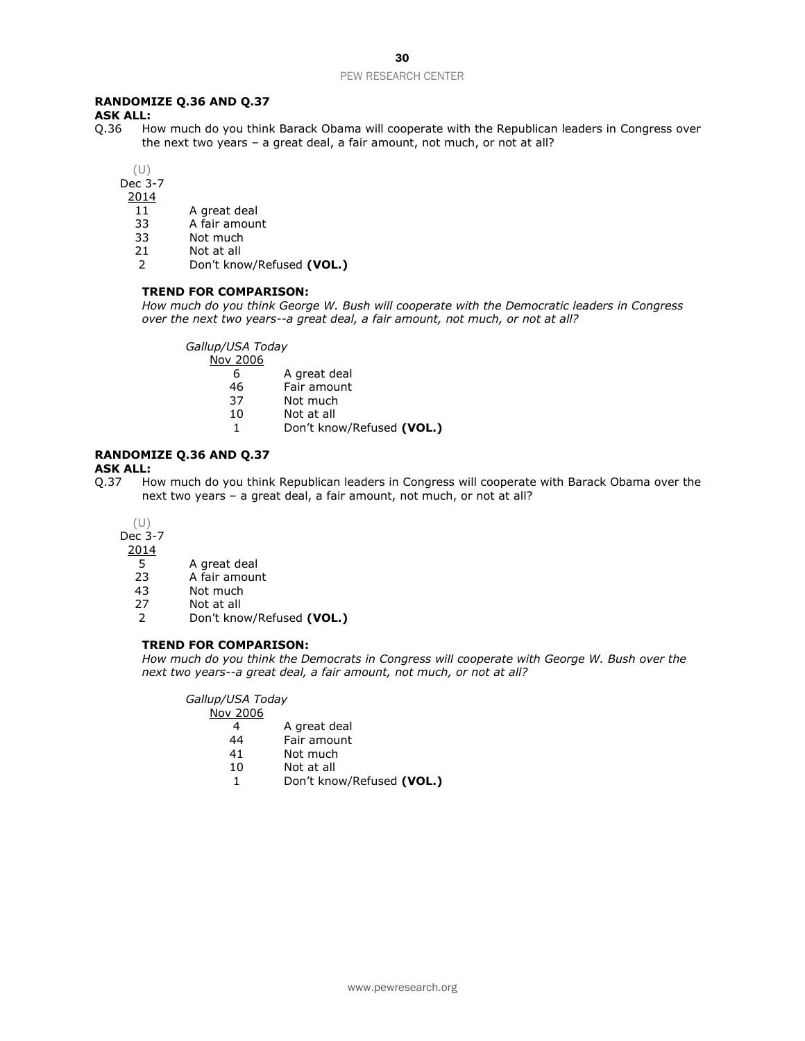**RANDOMIZE Q.36 AND Q.37**

**ASK ALL:**

Q.36 How much do you think Barack Obama will cooperate with the Republican leaders in Congress over the next two years – a great deal, a fair amount, not much, or not at all?

| (U) Dec 3-7 2014 | |
|---|---|
| 11 | A great deal |
| 33 | A fair amount |
| 33 | Not much |
| 21 | Not at all |
| 2 | Don't know/Refused **(VOL.)** |

**TREND FOR COMPARISON:**

*How much do you think George W. Bush will cooperate with the Democratic leaders in Congress over the next two years--a great deal, a fair amount, not much, or not at all?*

| *Gallup/USA Today* Nov 2006 | |
|---|---|
| 6 | A great deal |
| 46 | Fair amount |
| 37 | Not much |
| 10 | Not at all |
| 1 | Don't know/Refused **(VOL.)** |

**RANDOMIZE Q.36 AND Q.37**

**ASK ALL:**

Q.37 How much do you think Republican leaders in Congress will cooperate with Barack Obama over the next two years – a great deal, a fair amount, not much, or not at all?

| (U) Dec 3-7 2014 | |
|---|---|
| 5 | A great deal |
| 23 | A fair amount |
| 43 | Not much |
| 27 | Not at all |
| 2 | Don't know/Refused **(VOL.)** |

**TREND FOR COMPARISON:**

*How much do you think the Democrats in Congress will cooperate with George W. Bush over the next two years--a great deal, a fair amount, not much, or not at all?*

| *Gallup/USA Today* Nov 2006 | |
|---|---|
| 4 | A great deal |
| 44 | Fair amount |
| 41 | Not much |
| 10 | Not at all |
| 1 | Don't know/Refused **(VOL.)** |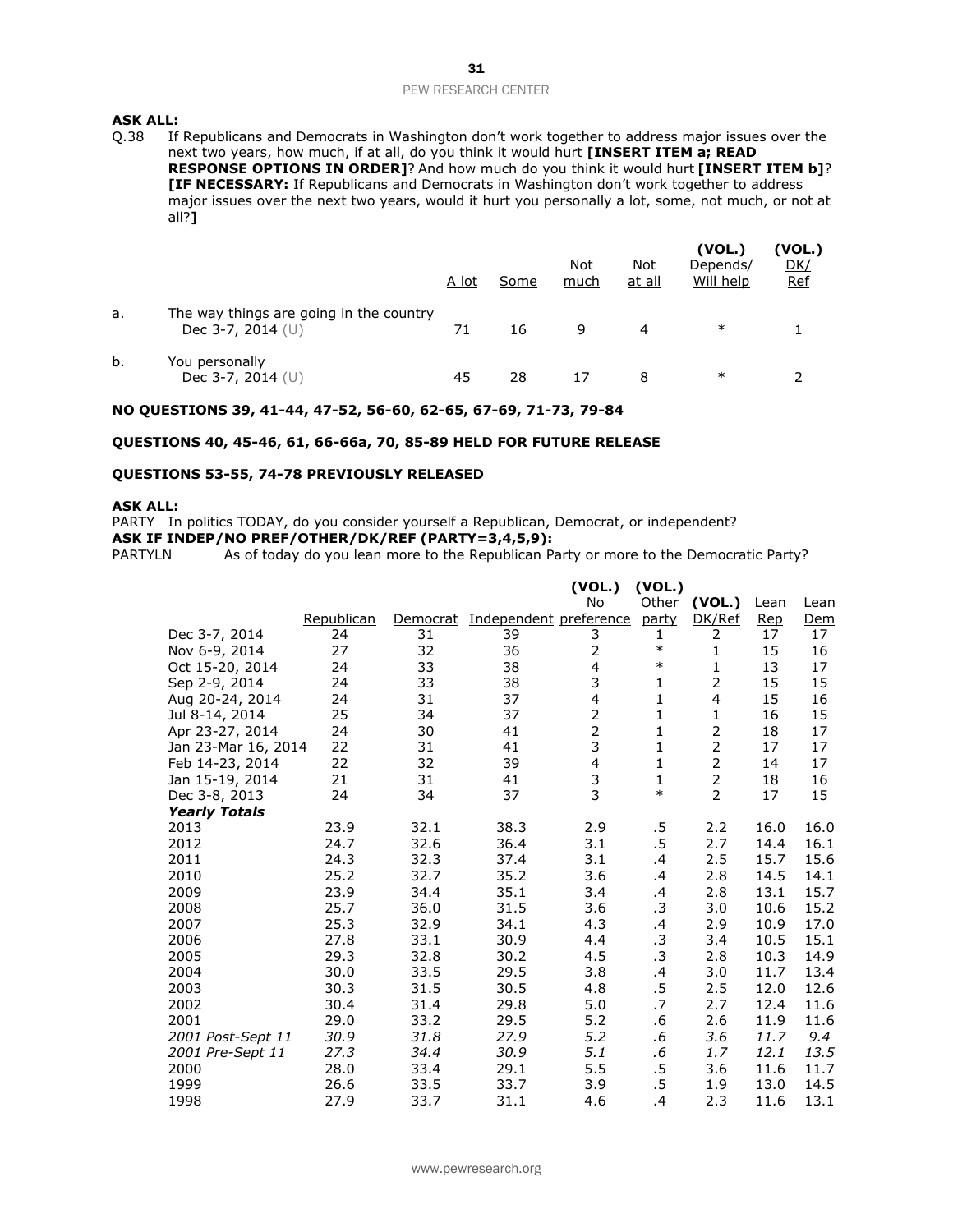**ASK ALL:**

Q.38 If Republicans and Democrats in Washington don't work together to address major issues over the next two years, how much, if at all, do you think it would hurt **[INSERT ITEM a; READ RESPONSE OPTIONS IN ORDER]**? And how much do you think it would hurt **[INSERT ITEM b]**? **[IF NECESSARY:** If Republicans and Democrats in Washington don't work together to address major issues over the next two years, would it hurt you personally a lot, some, not much, or not at all?**]**

| | | A lot | Some | Not much | Not at all | (VOL.) Depends/ Will help | (VOL.) DK/ Ref |
|---|---|---|---|---|---|---|---|
| a. | The way things are going in the country | | | | | | |
| | Dec 3-7, 2014 (U) | 71 | 16 | 9 | 4 | * | 1 |
| b. | You personally | | | | | | |
| | Dec 3-7, 2014 (U) | 45 | 28 | 17 | 8 | * | 2 |

**NO QUESTIONS 39, 41-44, 47-52, 56-60, 62-65, 67-69, 71-73, 79-84**

**QUESTIONS 40, 45-46, 61, 66-66a, 70, 85-89 HELD FOR FUTURE RELEASE**

**QUESTIONS 53-55, 74-78 PREVIOUSLY RELEASED**

**ASK ALL:**

PARTY In politics TODAY, do you consider yourself a Republican, Democrat, or independent?

**ASK IF INDEP/NO PREF/OTHER/DK/REF (PARTY=3,4,5,9):**

PARTYLN As of today do you lean more to the Republican Party or more to the Democratic Party?

| | Republican | Democrat | Independent | (VOL.) No preference | (VOL.) Other party | (VOL.) DK/Ref | Lean Rep | Lean Dem |
|---|---|---|---|---|---|---|---|---|
| Dec 3-7, 2014 | 24 | 31 | 39 | 3 | 1 | 2 | 17 | 17 |
| Nov 6-9, 2014 | 27 | 32 | 36 | 2 | * | 1 | 15 | 16 |
| Oct 15-20, 2014 | 24 | 33 | 38 | 4 | * | 1 | 13 | 17 |
| Sep 2-9, 2014 | 24 | 33 | 38 | 3 | 1 | 2 | 15 | 15 |
| Aug 20-24, 2014 | 24 | 31 | 37 | 4 | 1 | 4 | 15 | 16 |
| Jul 8-14, 2014 | 25 | 34 | 37 | 2 | 1 | 1 | 16 | 15 |
| Apr 23-27, 2014 | 24 | 30 | 41 | 2 | 1 | 2 | 18 | 17 |
| Jan 23-Mar 16, 2014 | 22 | 31 | 41 | 3 | 1 | 2 | 17 | 17 |
| Feb 14-23, 2014 | 22 | 32 | 39 | 4 | 1 | 2 | 14 | 17 |
| Jan 15-19, 2014 | 21 | 31 | 41 | 3 | 1 | 2 | 18 | 16 |
| Dec 3-8, 2013 | 24 | 34 | 37 | 3 | * | 2 | 17 | 15 |
| ***Yearly Totals*** | | | | | | | | |
| 2013 | 23.9 | 32.1 | 38.3 | 2.9 | .5 | 2.2 | 16.0 | 16.0 |
| 2012 | 24.7 | 32.6 | 36.4 | 3.1 | .5 | 2.7 | 14.4 | 16.1 |
| 2011 | 24.3 | 32.3 | 37.4 | 3.1 | .4 | 2.5 | 15.7 | 15.6 |
| 2010 | 25.2 | 32.7 | 35.2 | 3.6 | .4 | 2.8 | 14.5 | 14.1 |
| 2009 | 23.9 | 34.4 | 35.1 | 3.4 | .4 | 2.8 | 13.1 | 15.7 |
| 2008 | 25.7 | 36.0 | 31.5 | 3.6 | .3 | 3.0 | 10.6 | 15.2 |
| 2007 | 25.3 | 32.9 | 34.1 | 4.3 | .4 | 2.9 | 10.9 | 17.0 |
| 2006 | 27.8 | 33.1 | 30.9 | 4.4 | .3 | 3.4 | 10.5 | 15.1 |
| 2005 | 29.3 | 32.8 | 30.2 | 4.5 | .3 | 2.8 | 10.3 | 14.9 |
| 2004 | 30.0 | 33.5 | 29.5 | 3.8 | .4 | 3.0 | 11.7 | 13.4 |
| 2003 | 30.3 | 31.5 | 30.5 | 4.8 | .5 | 2.5 | 12.0 | 12.6 |
| 2002 | 30.4 | 31.4 | 29.8 | 5.0 | .7 | 2.7 | 12.4 | 11.6 |
| 2001 | 29.0 | 33.2 | 29.5 | 5.2 | .6 | 2.6 | 11.9 | 11.6 |
| *2001 Post-Sept 11* | *30.9* | *31.8* | *27.9* | *5.2* | *.6* | *3.6* | *11.7* | *9.4* |
| *2001 Pre-Sept 11* | *27.3* | *34.4* | *30.9* | *5.1* | *.6* | *1.7* | *12.1* | *13.5* |
| 2000 | 28.0 | 33.4 | 29.1 | 5.5 | .5 | 3.6 | 11.6 | 11.7 |
| 1999 | 26.6 | 33.5 | 33.7 | 3.9 | .5 | 1.9 | 13.0 | 14.5 |
| 1998 | 27.9 | 33.7 | 31.1 | 4.6 | .4 | 2.3 | 11.6 | 13.1 |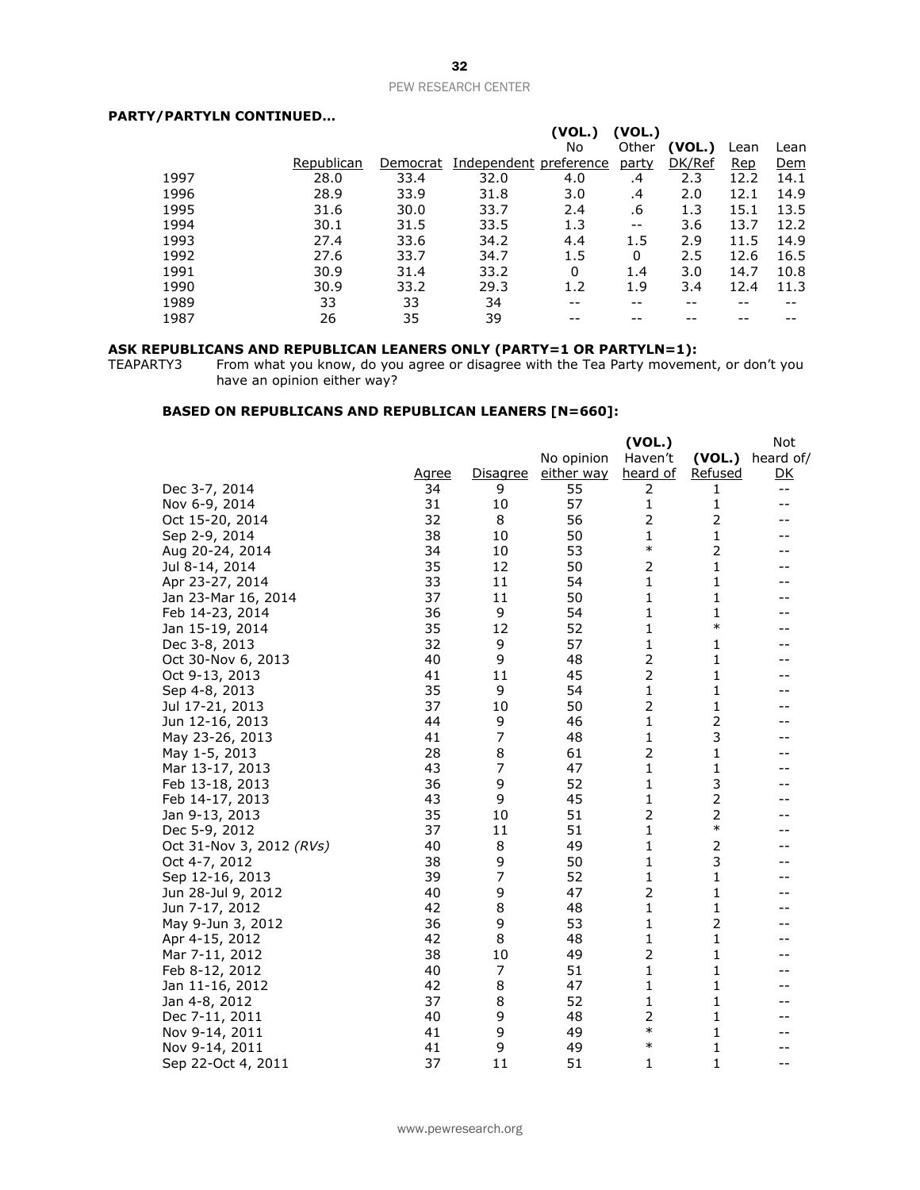**PARTY/PARTYLN CONTINUED…**

| | Republican | Democrat | Independent | (VOL.) No preference | (VOL.) Other party | (VOL.) DK/Ref | Lean Rep | Lean Dem |
|---|---|---|---|---|---|---|---|---|
| 1997 | 28.0 | 33.4 | 32.0 | 4.0 | .4 | 2.3 | 12.2 | 14.1 |
| 1996 | 28.9 | 33.9 | 31.8 | 3.0 | .4 | 2.0 | 12.1 | 14.9 |
| 1995 | 31.6 | 30.0 | 33.7 | 2.4 | .6 | 1.3 | 15.1 | 13.5 |
| 1994 | 30.1 | 31.5 | 33.5 | 1.3 | -- | 3.6 | 13.7 | 12.2 |
| 1993 | 27.4 | 33.6 | 34.2 | 4.4 | 1.5 | 2.9 | 11.5 | 14.9 |
| 1992 | 27.6 | 33.7 | 34.7 | 1.5 | 0 | 2.5 | 12.6 | 16.5 |
| 1991 | 30.9 | 31.4 | 33.2 | 0 | 1.4 | 3.0 | 14.7 | 10.8 |
| 1990 | 30.9 | 33.2 | 29.3 | 1.2 | 1.9 | 3.4 | 12.4 | 11.3 |
| 1989 | 33 | 33 | 34 | -- | -- | -- | -- | -- |
| 1987 | 26 | 35 | 39 | -- | -- | -- | -- | -- |

**ASK REPUBLICANS AND REPUBLICAN LEANERS ONLY (PARTY=1 OR PARTYLN=1):**

TEAPARTY3 From what you know, do you agree or disagree with the Tea Party movement, or don't you have an opinion either way?

**BASED ON REPUBLICANS AND REPUBLICAN LEANERS [N=660]:**

| | Agree | Disagree | No opinion either way | (VOL.) Haven't heard of | (VOL.) Refused | Not heard of/ DK |
|---|---|---|---|---|---|---|
| Dec 3-7, 2014 | 34 | 9 | 55 | 2 | 1 | -- |
| Nov 6-9, 2014 | 31 | 10 | 57 | 1 | 1 | -- |
| Oct 15-20, 2014 | 32 | 8 | 56 | 2 | 2 | -- |
| Sep 2-9, 2014 | 38 | 10 | 50 | 1 | 1 | -- |
| Aug 20-24, 2014 | 34 | 10 | 53 | * | 2 | -- |
| Jul 8-14, 2014 | 35 | 12 | 50 | 2 | 1 | -- |
| Apr 23-27, 2014 | 33 | 11 | 54 | 1 | 1 | -- |
| Jan 23-Mar 16, 2014 | 37 | 11 | 50 | 1 | 1 | -- |
| Feb 14-23, 2014 | 36 | 9 | 54 | 1 | 1 | -- |
| Jan 15-19, 2014 | 35 | 12 | 52 | 1 | * | -- |
| Dec 3-8, 2013 | 32 | 9 | 57 | 1 | 1 | -- |
| Oct 30-Nov 6, 2013 | 40 | 9 | 48 | 2 | 1 | -- |
| Oct 9-13, 2013 | 41 | 11 | 45 | 2 | 1 | -- |
| Sep 4-8, 2013 | 35 | 9 | 54 | 1 | 1 | -- |
| Jul 17-21, 2013 | 37 | 10 | 50 | 2 | 1 | -- |
| Jun 12-16, 2013 | 44 | 9 | 46 | 1 | 2 | -- |
| May 23-26, 2013 | 41 | 7 | 48 | 1 | 3 | -- |
| May 1-5, 2013 | 28 | 8 | 61 | 2 | 1 | -- |
| Mar 13-17, 2013 | 43 | 7 | 47 | 1 | 1 | -- |
| Feb 13-18, 2013 | 36 | 9 | 52 | 1 | 3 | -- |
| Feb 14-17, 2013 | 43 | 9 | 45 | 1 | 2 | -- |
| Jan 9-13, 2013 | 35 | 10 | 51 | 2 | 2 | -- |
| Dec 5-9, 2012 | 37 | 11 | 51 | 1 | * | -- |
| Oct 31-Nov 3, 2012 *(RVs)* | 40 | 8 | 49 | 1 | 2 | -- |
| Oct 4-7, 2012 | 38 | 9 | 50 | 1 | 3 | -- |
| Sep 12-16, 2013 | 39 | 7 | 52 | 1 | 1 | -- |
| Jun 28-Jul 9, 2012 | 40 | 9 | 47 | 2 | 1 | -- |
| Jun 7-17, 2012 | 42 | 8 | 48 | 1 | 1 | -- |
| May 9-Jun 3, 2012 | 36 | 9 | 53 | 1 | 2 | -- |
| Apr 4-15, 2012 | 42 | 8 | 48 | 1 | 1 | -- |
| Mar 7-11, 2012 | 38 | 10 | 49 | 2 | 1 | -- |
| Feb 8-12, 2012 | 40 | 7 | 51 | 1 | 1 | -- |
| Jan 11-16, 2012 | 42 | 8 | 47 | 1 | 1 | -- |
| Jan 4-8, 2012 | 37 | 8 | 52 | 1 | 1 | -- |
| Dec 7-11, 2011 | 40 | 9 | 48 | 2 | 1 | -- |
| Nov 9-14, 2011 | 41 | 9 | 49 | * | 1 | -- |
| Nov 9-14, 2011 | 41 | 9 | 49 | * | 1 | -- |
| Sep 22-Oct 4, 2011 | 37 | 11 | 51 | 1 | 1 | -- |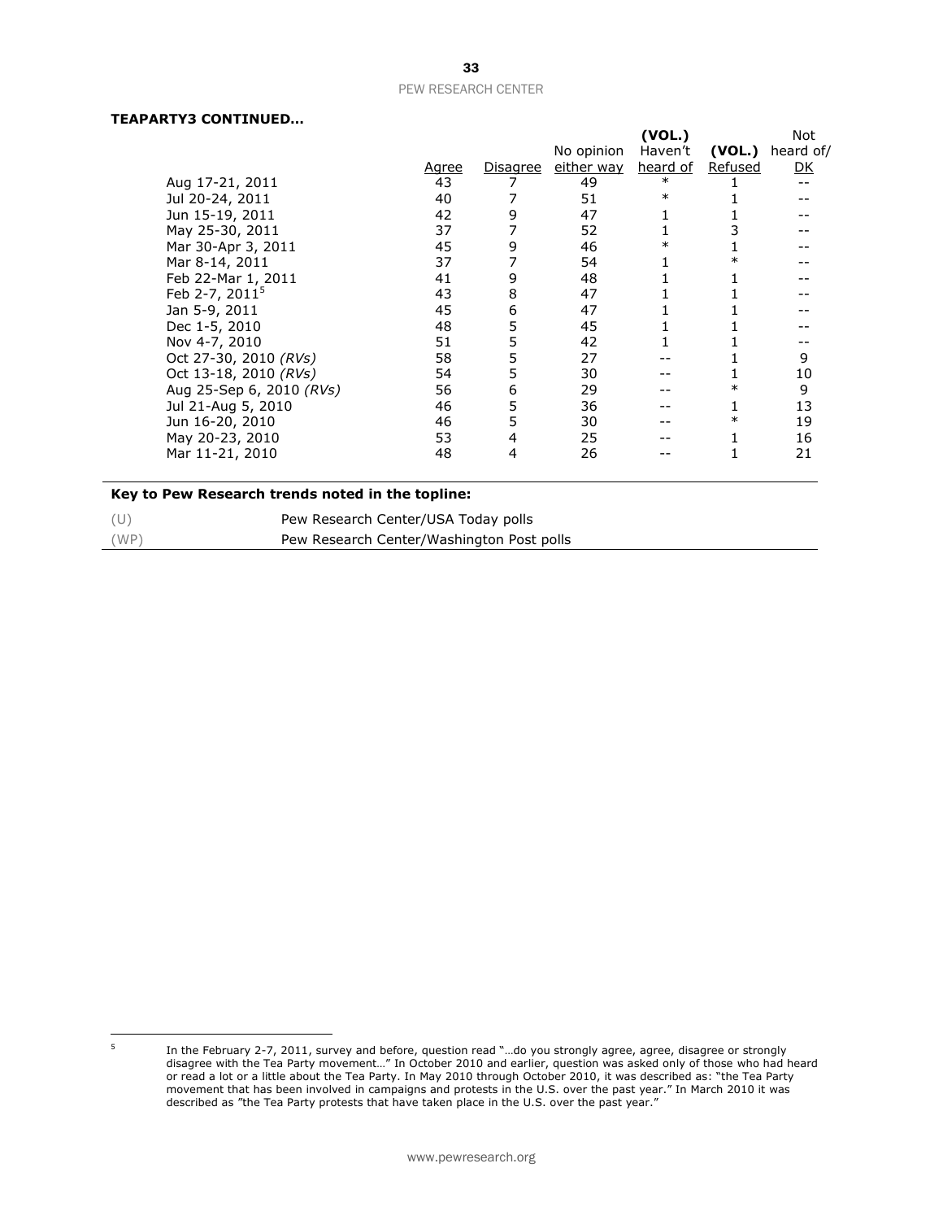**TEAPARTY3 CONTINUED…**

| | Agree | Disagree | No opinion either way | (VOL.) Haven't heard of | (VOL.) Refused | Not heard of/ DK |
|---|---|---|---|---|---|---|
| Aug 17-21, 2011 | 43 | 7 | 49 | * | 1 | -- |
| Jul 20-24, 2011 | 40 | 7 | 51 | * | 1 | -- |
| Jun 15-19, 2011 | 42 | 9 | 47 | 1 | 1 | -- |
| May 25-30, 2011 | 37 | 7 | 52 | 1 | 3 | -- |
| Mar 30-Apr 3, 2011 | 45 | 9 | 46 | * | 1 | -- |
| Mar 8-14, 2011 | 37 | 7 | 54 | 1 | * | -- |
| Feb 22-Mar 1, 2011 | 41 | 9 | 48 | 1 | 1 | -- |
| Feb 2-7, 2011[5] | 43 | 8 | 47 | 1 | 1 | -- |
| Jan 5-9, 2011 | 45 | 6 | 47 | 1 | 1 | -- |
| Dec 1-5, 2010 | 48 | 5 | 45 | 1 | 1 | -- |
| Nov 4-7, 2010 | 51 | 5 | 42 | 1 | 1 | -- |
| Oct 27-30, 2010 *(RVs)* | 58 | 5 | 27 | -- | 1 | 9 |
| Oct 13-18, 2010 *(RVs)* | 54 | 5 | 30 | -- | 1 | 10 |
| Aug 25-Sep 6, 2010 *(RVs)* | 56 | 6 | 29 | -- | * | 9 |
| Jul 21-Aug 5, 2010 | 46 | 5 | 36 | -- | 1 | 13 |
| Jun 16-20, 2010 | 46 | 5 | 30 | -- | * | 19 |
| May 20-23, 2010 | 53 | 4 | 25 | -- | 1 | 16 |
| Mar 11-21, 2010 | 48 | 4 | 26 | -- | 1 | 21 |

**Key to Pew Research trends noted in the topline:**

| | |
|---|---|
| (U) | Pew Research Center/USA Today polls |
| (WP) | Pew Research Center/Washington Post polls |

[5] In the February 2-7, 2011, survey and before, question read "…do you strongly agree, agree, disagree or strongly disagree with the Tea Party movement…" In October 2010 and earlier, question was asked only of those who had heard or read a lot or a little about the Tea Party. In May 2010 through October 2010, it was described as: "the Tea Party movement that has been involved in campaigns and protests in the U.S. over the past year." In March 2010 it was described as "the Tea Party protests that have taken place in the U.S. over the past year."